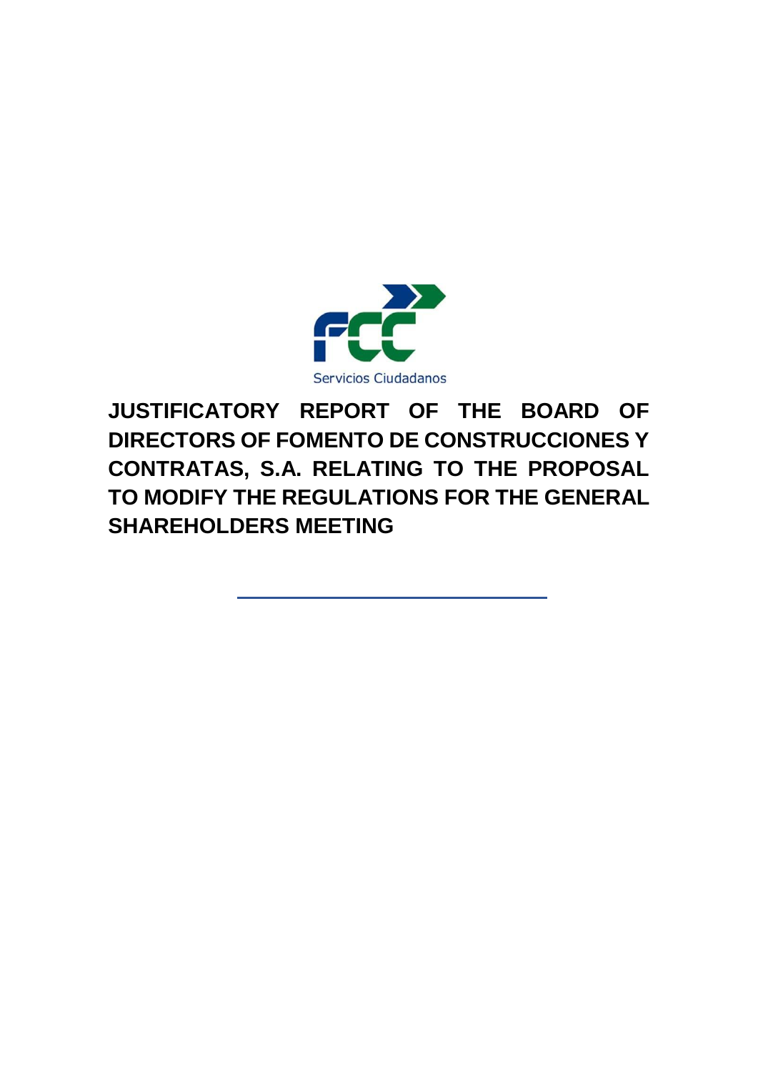Servicios Ciudadanos

# JUSTIFICATORY REPORT OF THE BOARD OF DIRECTORS OF FOMENTO DE CONSTRUCCIONES Y CONTRATAS, S.A. RELATING TO THE PROPOSAL TO MODIFY THE REGULATIONS FOR THE GENERAL SHAREHOLDERS MEETING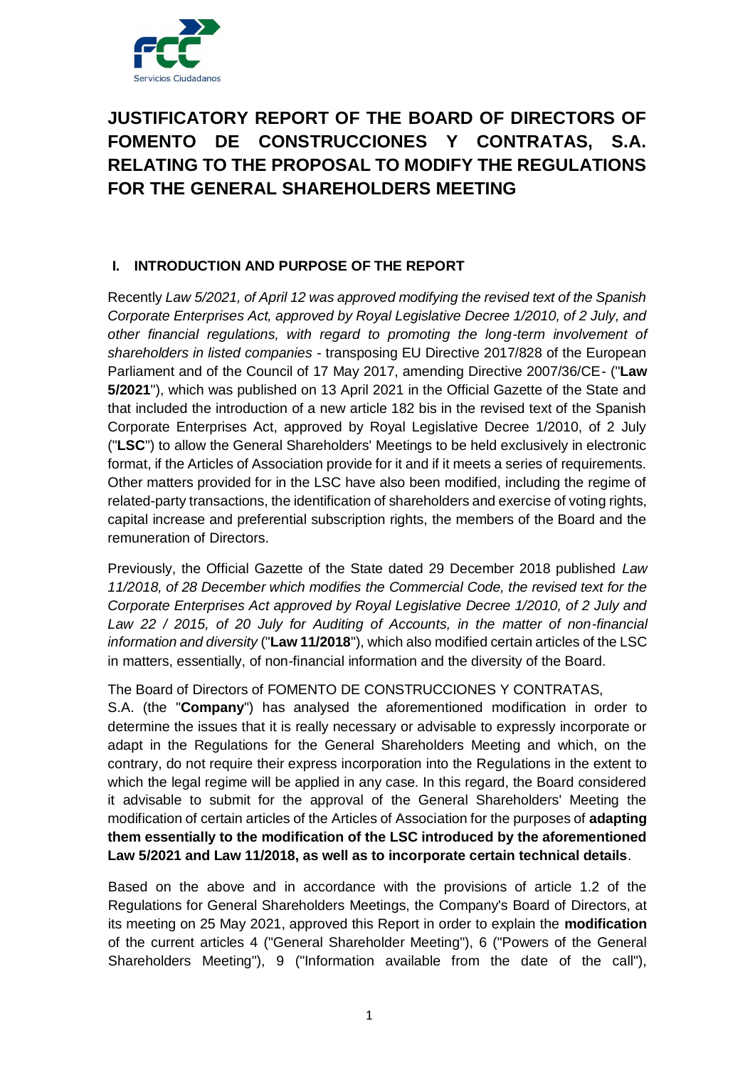# JUSTIFICATORY REPORT OF THE BOARD OF DIRECTORS OF FOMENTO DE CONSTRUCCIONES Y CONTRATAS, S.A. RELATING TO THE PROPOSAL TO MODIFY THE REGULATIONS FOR THE GENERAL SHAREHOLDERS MEETING

## I. INTRODUCTION AND PURPOSE OF THE REPORT

Recently *Law 5/2021, of April 12 was approved modifying the revised text of the Spanish Corporate Enterprises Act, approved by Royal Legislative Decree 1/2010, of 2 July, and other financial regulations, with regard to promoting the long-term involvement of shareholders in listed companies* - transposing EU Directive 2017/828 of the European Parliament and of the Council of 17 May 2017, amending Directive 2007/36/CE- ("**Law 5/2021**"), which was published on 13 April 2021 in the Official Gazette of the State and that included the introduction of a new article 182 bis in the revised text of the Spanish Corporate Enterprises Act, approved by Royal Legislative Decree 1/2010, of 2 July ("**LSC**") to allow the General Shareholders' Meetings to be held exclusively in electronic format, if the Articles of Association provide for it and if it meets a series of requirements. Other matters provided for in the LSC have also been modified, including the regime of related-party transactions, the identification of shareholders and exercise of voting rights, capital increase and preferential subscription rights, the members of the Board and the remuneration of Directors.

Previously, the Official Gazette of the State dated 29 December 2018 published *Law 11/2018, of 28 December which modifies the Commercial Code, the revised text for the Corporate Enterprises Act approved by Royal Legislative Decree 1/2010, of 2 July and Law 22 / 2015, of 20 July for Auditing of Accounts, in the matter of non-financial information and diversity* ("**Law 11/2018**"), which also modified certain articles of the LSC in matters, essentially, of non-financial information and the diversity of the Board.

The Board of Directors of FOMENTO DE CONSTRUCCIONES Y CONTRATAS, S.A. (the "**Company**") has analysed the aforementioned modification in order to determine the issues that it is really necessary or advisable to expressly incorporate or adapt in the Regulations for the General Shareholders Meeting and which, on the contrary, do not require their express incorporation into the Regulations in the extent to which the legal regime will be applied in any case. In this regard, the Board considered it advisable to submit for the approval of the General Shareholders' Meeting the modification of certain articles of the Articles of Association for the purposes of **adapting them essentially to the modification of the LSC introduced by the aforementioned Law 5/2021 and Law 11/2018, as well as to incorporate certain technical details**.

Based on the above and in accordance with the provisions of article 1.2 of the Regulations for General Shareholders Meetings, the Company's Board of Directors, at its meeting on 25 May 2021, approved this Report in order to explain the **modification** of the current articles 4 ("General Shareholder Meeting"), 6 ("Powers of the General Shareholders Meeting"), 9 ("Information available from the date of the call"),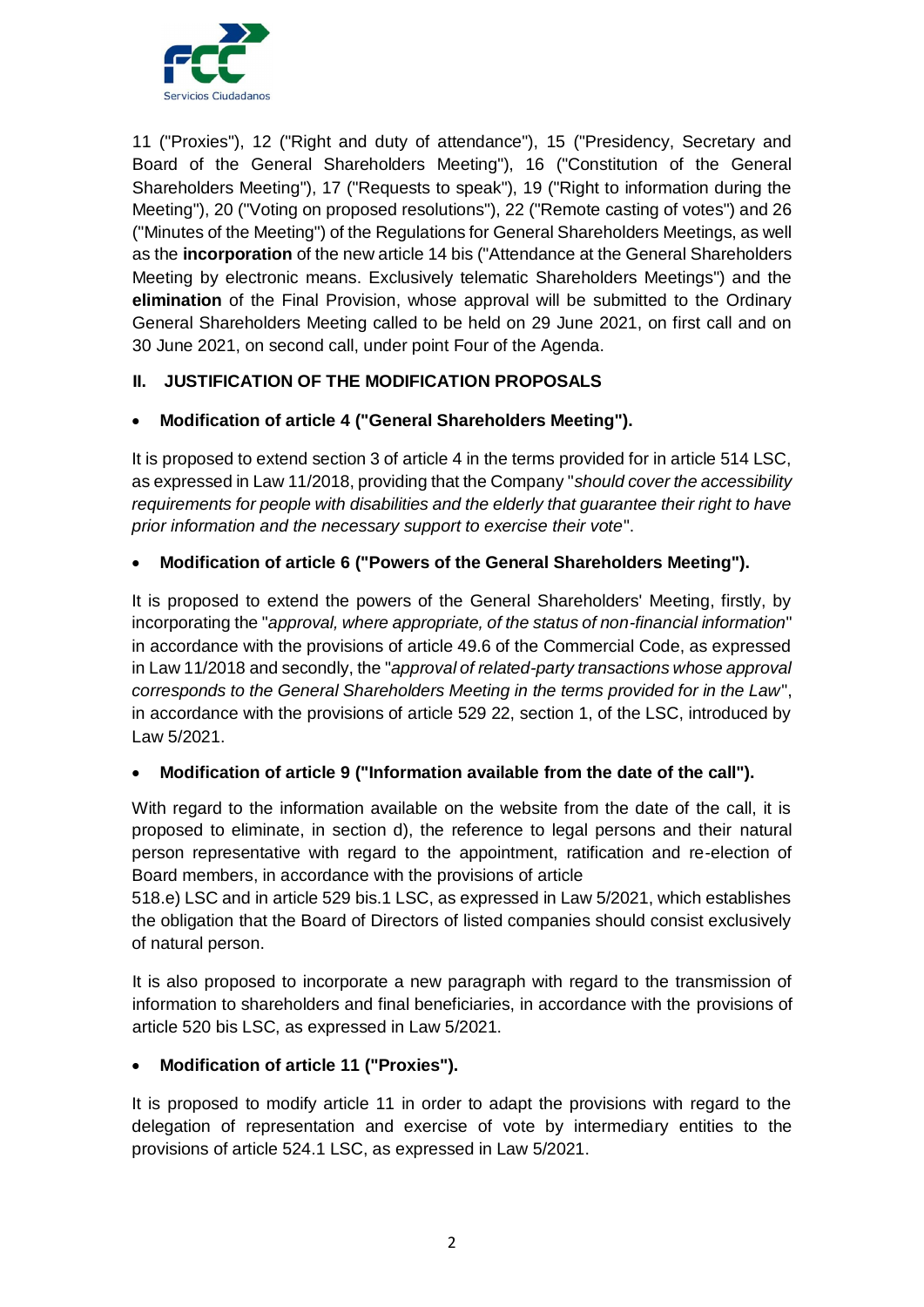11 ("Proxies"), 12 ("Right and duty of attendance"), 15 ("Presidency, Secretary and Board of the General Shareholders Meeting"), 16 ("Constitution of the General Shareholders Meeting"), 17 ("Requests to speak"), 19 ("Right to information during the Meeting"), 20 ("Voting on proposed resolutions"), 22 ("Remote casting of votes") and 26 ("Minutes of the Meeting") of the Regulations for General Shareholders Meetings, as well as the **incorporation** of the new article 14 bis ("Attendance at the General Shareholders Meeting by electronic means. Exclusively telematic Shareholders Meetings") and the **elimination** of the Final Provision, whose approval will be submitted to the Ordinary General Shareholders Meeting called to be held on 29 June 2021, on first call and on 30 June 2021, on second call, under point Four of the Agenda.

## II. JUSTIFICATION OF THE MODIFICATION PROPOSALS

- **Modification of article 4 ("General Shareholders Meeting").**

It is proposed to extend section 3 of article 4 in the terms provided for in article 514 LSC, as expressed in Law 11/2018, providing that the Company "*should cover the accessibility requirements for people with disabilities and the elderly that guarantee their right to have prior information and the necessary support to exercise their vote*".

- **Modification of article 6 ("Powers of the General Shareholders Meeting").**

It is proposed to extend the powers of the General Shareholders' Meeting, firstly, by incorporating the "*approval, where appropriate, of the status of non-financial information*" in accordance with the provisions of article 49.6 of the Commercial Code, as expressed in Law 11/2018 and secondly, the "*approval of related-party transactions whose approval corresponds to the General Shareholders Meeting in the terms provided for in the Law*", in accordance with the provisions of article 529 22, section 1, of the LSC, introduced by Law 5/2021.

- **Modification of article 9 ("Information available from the date of the call").**

With regard to the information available on the website from the date of the call, it is proposed to eliminate, in section d), the reference to legal persons and their natural person representative with regard to the appointment, ratification and re-election of Board members, in accordance with the provisions of article 518.e) LSC and in article 529 bis.1 LSC, as expressed in Law 5/2021, which establishes the obligation that the Board of Directors of listed companies should consist exclusively of natural person.

It is also proposed to incorporate a new paragraph with regard to the transmission of information to shareholders and final beneficiaries, in accordance with the provisions of article 520 bis LSC, as expressed in Law 5/2021.

- **Modification of article 11 ("Proxies").**

It is proposed to modify article 11 in order to adapt the provisions with regard to the delegation of representation and exercise of vote by intermediary entities to the provisions of article 524.1 LSC, as expressed in Law 5/2021.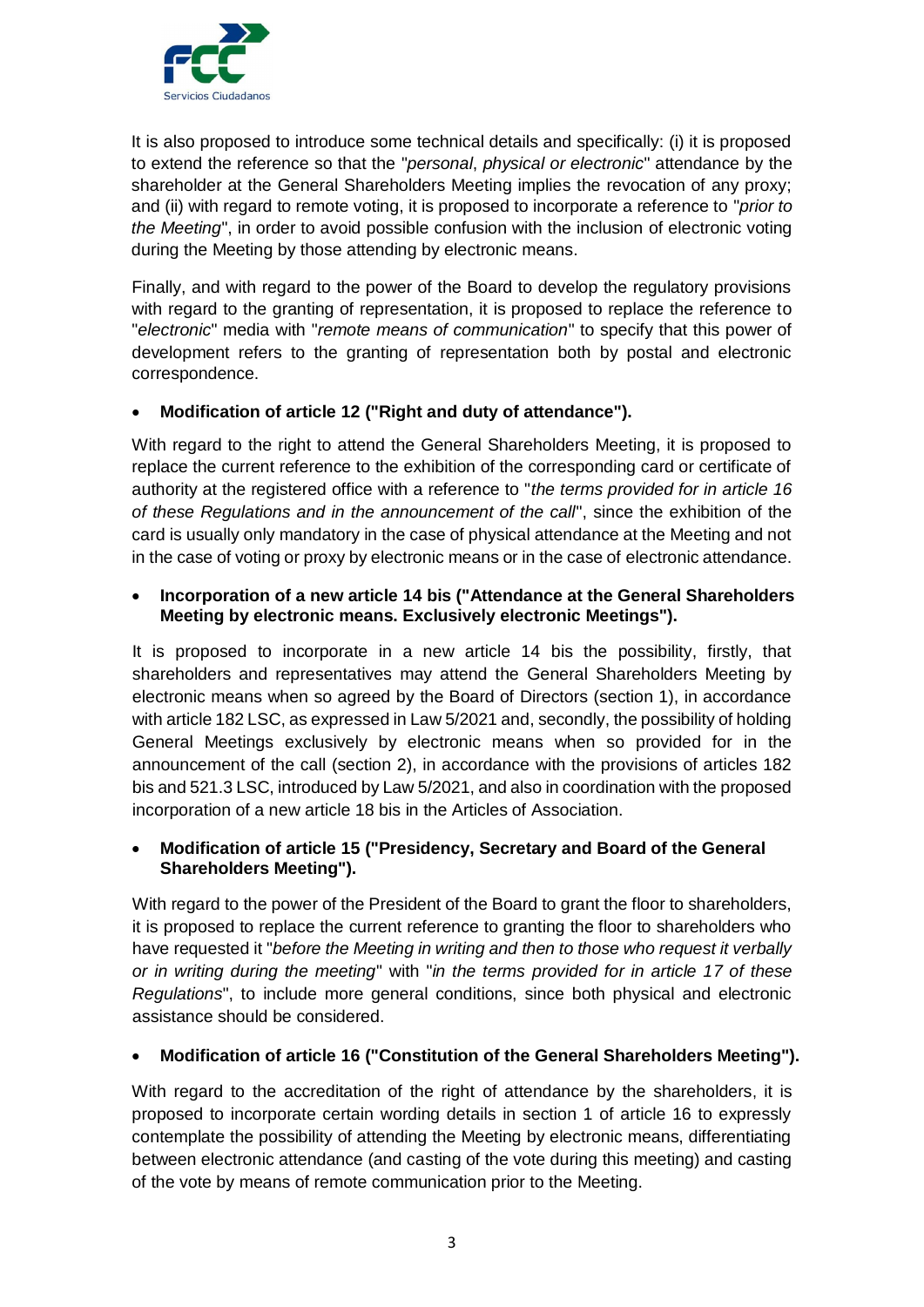It is also proposed to introduce some technical details and specifically: (i) it is proposed to extend the reference so that the "*personal, physical or electronic*" attendance by the shareholder at the General Shareholders Meeting implies the revocation of any proxy; and (ii) with regard to remote voting, it is proposed to incorporate a reference to "*prior to the Meeting*", in order to avoid possible confusion with the inclusion of electronic voting during the Meeting by those attending by electronic means.

Finally, and with regard to the power of the Board to develop the regulatory provisions with regard to the granting of representation, it is proposed to replace the reference to "*electronic*" media with "*remote means of communication*" to specify that this power of development refers to the granting of representation both by postal and electronic correspondence.

- **Modification of article 12 ("Right and duty of attendance").**

With regard to the right to attend the General Shareholders Meeting, it is proposed to replace the current reference to the exhibition of the corresponding card or certificate of authority at the registered office with a reference to "*the terms provided for in article 16 of these Regulations and in the announcement of the call*", since the exhibition of the card is usually only mandatory in the case of physical attendance at the Meeting and not in the case of voting or proxy by electronic means or in the case of electronic attendance.

- **Incorporation of a new article 14 bis ("Attendance at the General Shareholders Meeting by electronic means. Exclusively electronic Meetings").**

It is proposed to incorporate in a new article 14 bis the possibility, firstly, that shareholders and representatives may attend the General Shareholders Meeting by electronic means when so agreed by the Board of Directors (section 1), in accordance with article 182 LSC, as expressed in Law 5/2021 and, secondly, the possibility of holding General Meetings exclusively by electronic means when so provided for in the announcement of the call (section 2), in accordance with the provisions of articles 182 bis and 521.3 LSC, introduced by Law 5/2021, and also in coordination with the proposed incorporation of a new article 18 bis in the Articles of Association.

- **Modification of article 15 ("Presidency, Secretary and Board of the General Shareholders Meeting").**

With regard to the power of the President of the Board to grant the floor to shareholders, it is proposed to replace the current reference to granting the floor to shareholders who have requested it "*before the Meeting in writing and then to those who request it verbally or in writing during the meeting*" with "*in the terms provided for in article 17 of these Regulations*", to include more general conditions, since both physical and electronic assistance should be considered.

- **Modification of article 16 ("Constitution of the General Shareholders Meeting").**

With regard to the accreditation of the right of attendance by the shareholders, it is proposed to incorporate certain wording details in section 1 of article 16 to expressly contemplate the possibility of attending the Meeting by electronic means, differentiating between electronic attendance (and casting of the vote during this meeting) and casting of the vote by means of remote communication prior to the Meeting.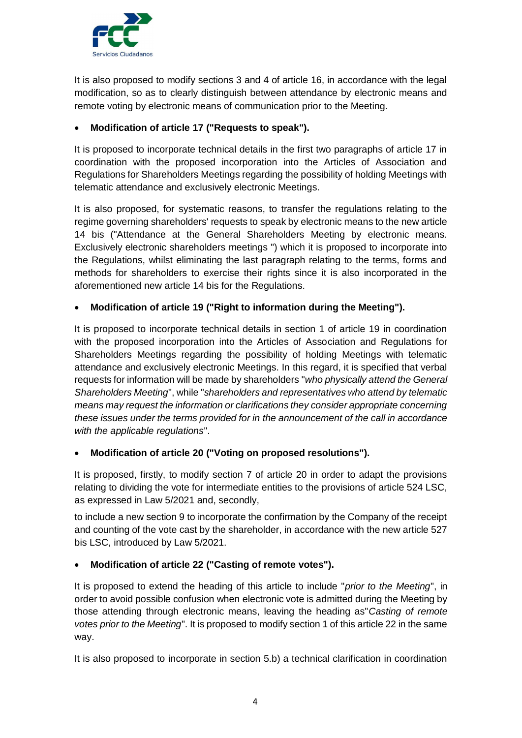It is also proposed to modify sections 3 and 4 of article 16, in accordance with the legal modification, so as to clearly distinguish between attendance by electronic means and remote voting by electronic means of communication prior to the Meeting.

- **Modification of article 17 ("Requests to speak").**

It is proposed to incorporate technical details in the first two paragraphs of article 17 in coordination with the proposed incorporation into the Articles of Association and Regulations for Shareholders Meetings regarding the possibility of holding Meetings with telematic attendance and exclusively electronic Meetings.

It is also proposed, for systematic reasons, to transfer the regulations relating to the regime governing shareholders' requests to speak by electronic means to the new article 14 bis ("Attendance at the General Shareholders Meeting by electronic means. Exclusively electronic shareholders meetings ") which it is proposed to incorporate into the Regulations, whilst eliminating the last paragraph relating to the terms, forms and methods for shareholders to exercise their rights since it is also incorporated in the aforementioned new article 14 bis for the Regulations.

- **Modification of article 19 ("Right to information during the Meeting").**

It is proposed to incorporate technical details in section 1 of article 19 in coordination with the proposed incorporation into the Articles of Association and Regulations for Shareholders Meetings regarding the possibility of holding Meetings with telematic attendance and exclusively electronic Meetings. In this regard, it is specified that verbal requests for information will be made by shareholders "*who physically attend the General Shareholders Meeting*", while "*shareholders and representatives who attend by telematic means may request the information or clarifications they consider appropriate concerning these issues under the terms provided for in the announcement of the call in accordance with the applicable regulations*".

- **Modification of article 20 ("Voting on proposed resolutions").**

It is proposed, firstly, to modify section 7 of article 20 in order to adapt the provisions relating to dividing the vote for intermediate entities to the provisions of article 524 LSC, as expressed in Law 5/2021 and, secondly,

to include a new section 9 to incorporate the confirmation by the Company of the receipt and counting of the vote cast by the shareholder, in accordance with the new article 527 bis LSC, introduced by Law 5/2021.

- **Modification of article 22 ("Casting of remote votes").**

It is proposed to extend the heading of this article to include "*prior to the Meeting*", in order to avoid possible confusion when electronic vote is admitted during the Meeting by those attending through electronic means, leaving the heading as"*Casting of remote votes prior to the Meeting*". It is proposed to modify section 1 of this article 22 in the same way.

It is also proposed to incorporate in section 5.b) a technical clarification in coordination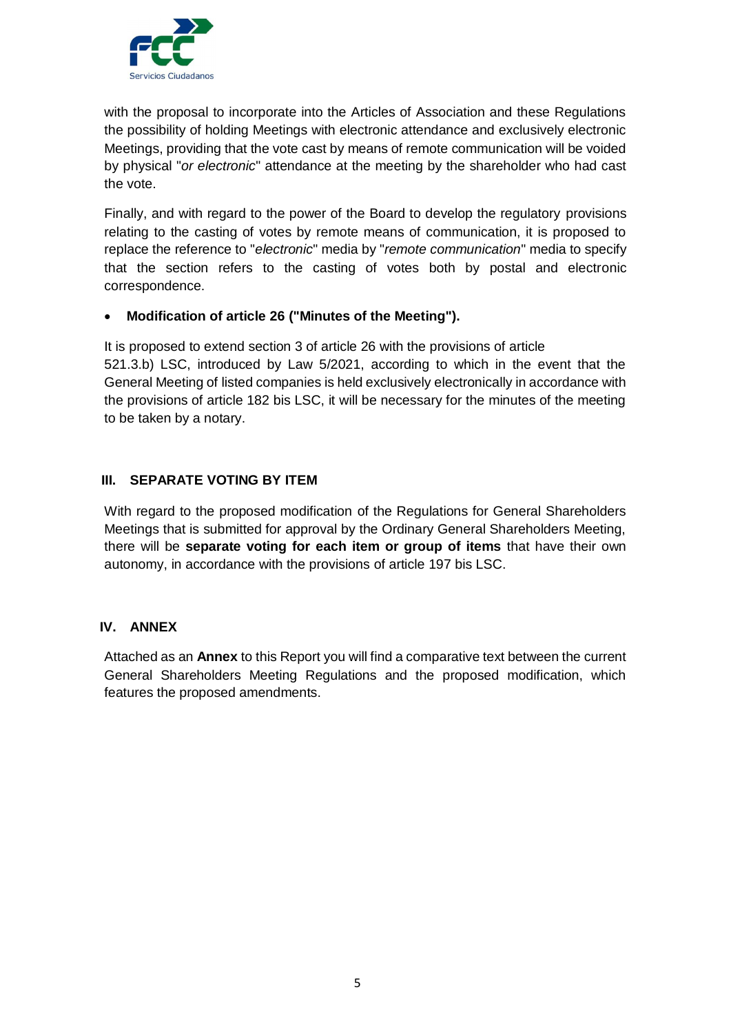with the proposal to incorporate into the Articles of Association and these Regulations the possibility of holding Meetings with electronic attendance and exclusively electronic Meetings, providing that the vote cast by means of remote communication will be voided by physical "*or electronic*" attendance at the meeting by the shareholder who had cast the vote.

Finally, and with regard to the power of the Board to develop the regulatory provisions relating to the casting of votes by remote means of communication, it is proposed to replace the reference to "*electronic*" media by "*remote communication*" media to specify that the section refers to the casting of votes both by postal and electronic correspondence.

- **Modification of article 26 ("Minutes of the Meeting").**

It is proposed to extend section 3 of article 26 with the provisions of article 521.3.b) LSC, introduced by Law 5/2021, according to which in the event that the General Meeting of listed companies is held exclusively electronically in accordance with the provisions of article 182 bis LSC, it will be necessary for the minutes of the meeting to be taken by a notary.

## III. SEPARATE VOTING BY ITEM

With regard to the proposed modification of the Regulations for General Shareholders Meetings that is submitted for approval by the Ordinary General Shareholders Meeting, there will be **separate voting for each item or group of items** that have their own autonomy, in accordance with the provisions of article 197 bis LSC.

## IV. ANNEX

Attached as an **Annex** to this Report you will find a comparative text between the current General Shareholders Meeting Regulations and the proposed modification, which features the proposed amendments.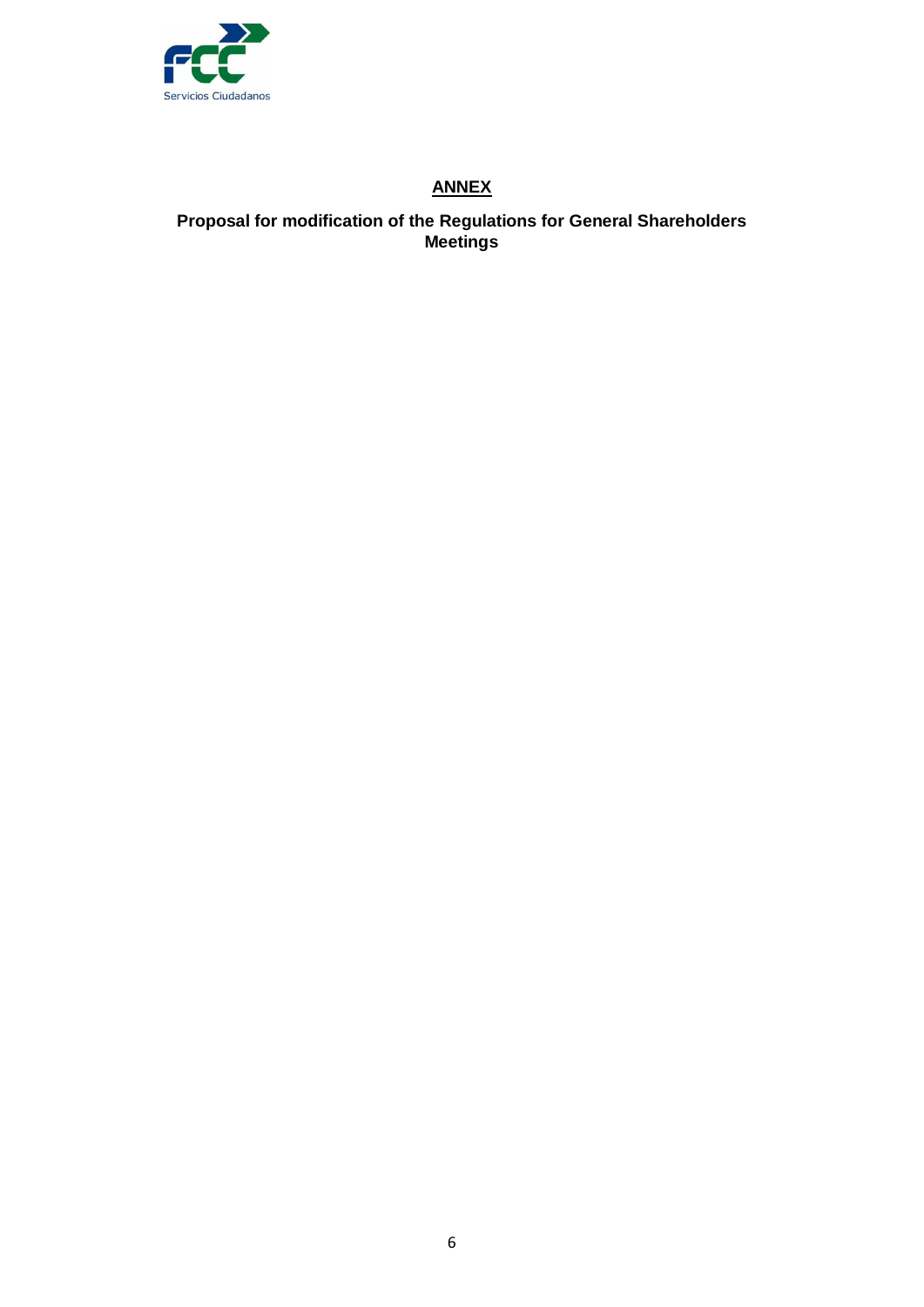## ANNEX

**Proposal for modification of the Regulations for General Shareholders Meetings**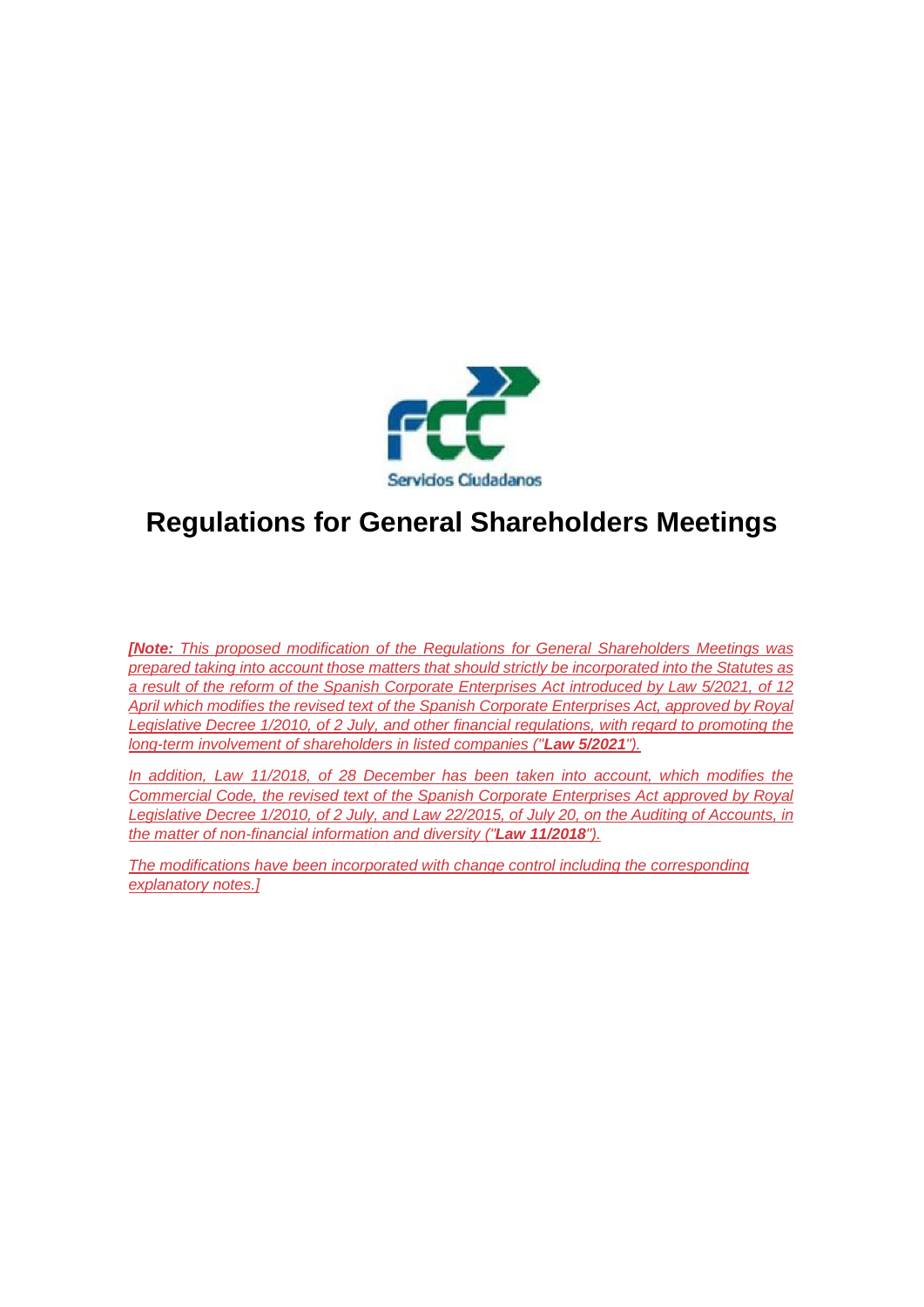# Regulations for General Shareholders Meetings

*[**Note:** This proposed modification of the Regulations for General Shareholders Meetings was prepared taking into account those matters that should strictly be incorporated into the Statutes as a result of the reform of the Spanish Corporate Enterprises Act introduced by Law 5/2021, of 12 April which modifies the revised text of the Spanish Corporate Enterprises Act, approved by Royal Legislative Decree 1/2010, of 2 July, and other financial regulations, with regard to promoting the long-term involvement of shareholders in listed companies ("**Law 5/2021**").*

*In addition, Law 11/2018, of 28 December has been taken into account, which modifies the Commercial Code, the revised text of the Spanish Corporate Enterprises Act approved by Royal Legislative Decree 1/2010, of 2 July, and Law 22/2015, of July 20, on the Auditing of Accounts, in the matter of non-financial information and diversity ("**Law 11/2018**").*

*The modifications have been incorporated with change control including the corresponding explanatory notes.]*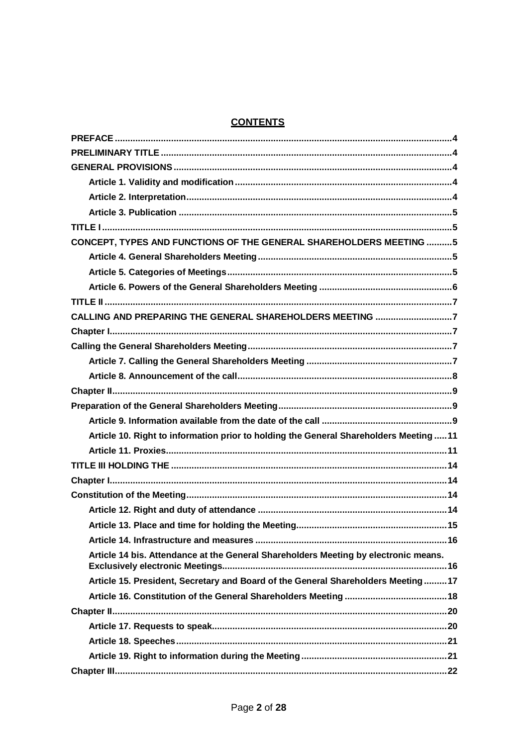## CONTENTS

| | |
|---|---|
| **PREFACE** | **4** |
| **PRELIMINARY TITLE** | **4** |
| **GENERAL PROVISIONS** | **4** |
| **Article 1. Validity and modification** | **4** |
| **Article 2. Interpretation** | **4** |
| **Article 3. Publication** | **5** |
| **TITLE I** | **5** |
| **CONCEPT, TYPES AND FUNCTIONS OF THE GENERAL SHAREHOLDERS MEETING** | **5** |
| **Article 4. General Shareholders Meeting** | **5** |
| **Article 5. Categories of Meetings** | **5** |
| **Article 6. Powers of the General Shareholders Meeting** | **6** |
| **TITLE II** | **7** |
| **CALLING AND PREPARING THE GENERAL SHAREHOLDERS MEETING** | **7** |
| **Chapter I** | **7** |
| **Calling the General Shareholders Meeting** | **7** |
| **Article 7. Calling the General Shareholders Meeting** | **7** |
| **Article 8. Announcement of the call** | **8** |
| **Chapter II** | **9** |
| **Preparation of the General Shareholders Meeting** | **9** |
| **Article 9. Information available from the date of the call** | **9** |
| **Article 10. Right to information prior to holding the General Shareholders Meeting** | **11** |
| **Article 11. Proxies** | **11** |
| **TITLE III HOLDING THE** | **14** |
| **Chapter I** | **14** |
| **Constitution of the Meeting** | **14** |
| **Article 12. Right and duty of attendance** | **14** |
| **Article 13. Place and time for holding the Meeting** | **15** |
| **Article 14. Infrastructure and measures** | **16** |
| **Article 14 bis. Attendance at the General Shareholders Meeting by electronic means. Exclusively electronic Meetings** | **16** |
| **Article 15. President, Secretary and Board of the General Shareholders Meeting** | **17** |
| **Article 16. Constitution of the General Shareholders Meeting** | **18** |
| **Chapter II** | **20** |
| **Article 17. Requests to speak** | **20** |
| **Article 18. Speeches** | **21** |
| **Article 19. Right to information during the Meeting** | **21** |
| **Chapter III** | **22** |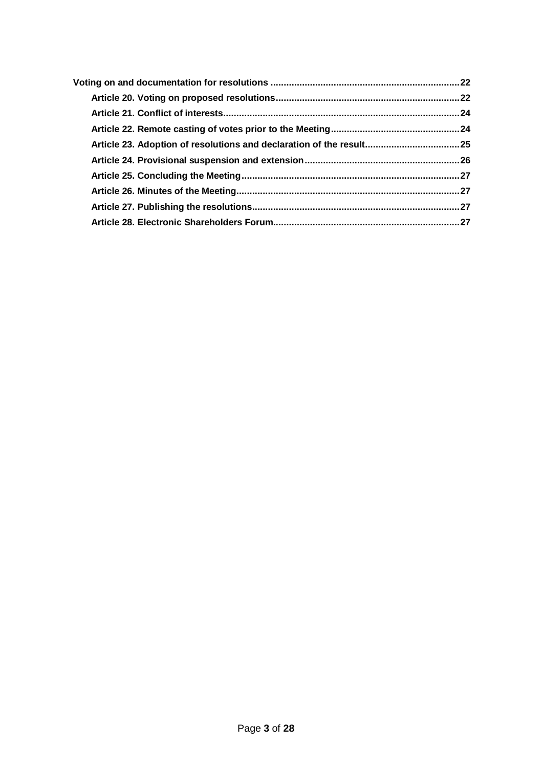**Voting on and documentation for resolutions** ........................................................................ 22

- **Article 20. Voting on proposed resolutions** ..................................................................... 22
- **Article 21. Conflict of interests** ......................................................................................... 24
- **Article 22. Remote casting of votes prior to the Meeting** ................................................ 24
- **Article 23. Adoption of resolutions and declaration of the result** .................................... 25
- **Article 24. Provisional suspension and extension** ........................................................... 26
- **Article 25. Concluding the Meeting** .................................................................................. 27
- **Article 26. Minutes of the Meeting** .................................................................................... 27
- **Article 27. Publishing the resolutions** .............................................................................. 27
- **Article 28. Electronic Shareholders Forum** ...................................................................... 27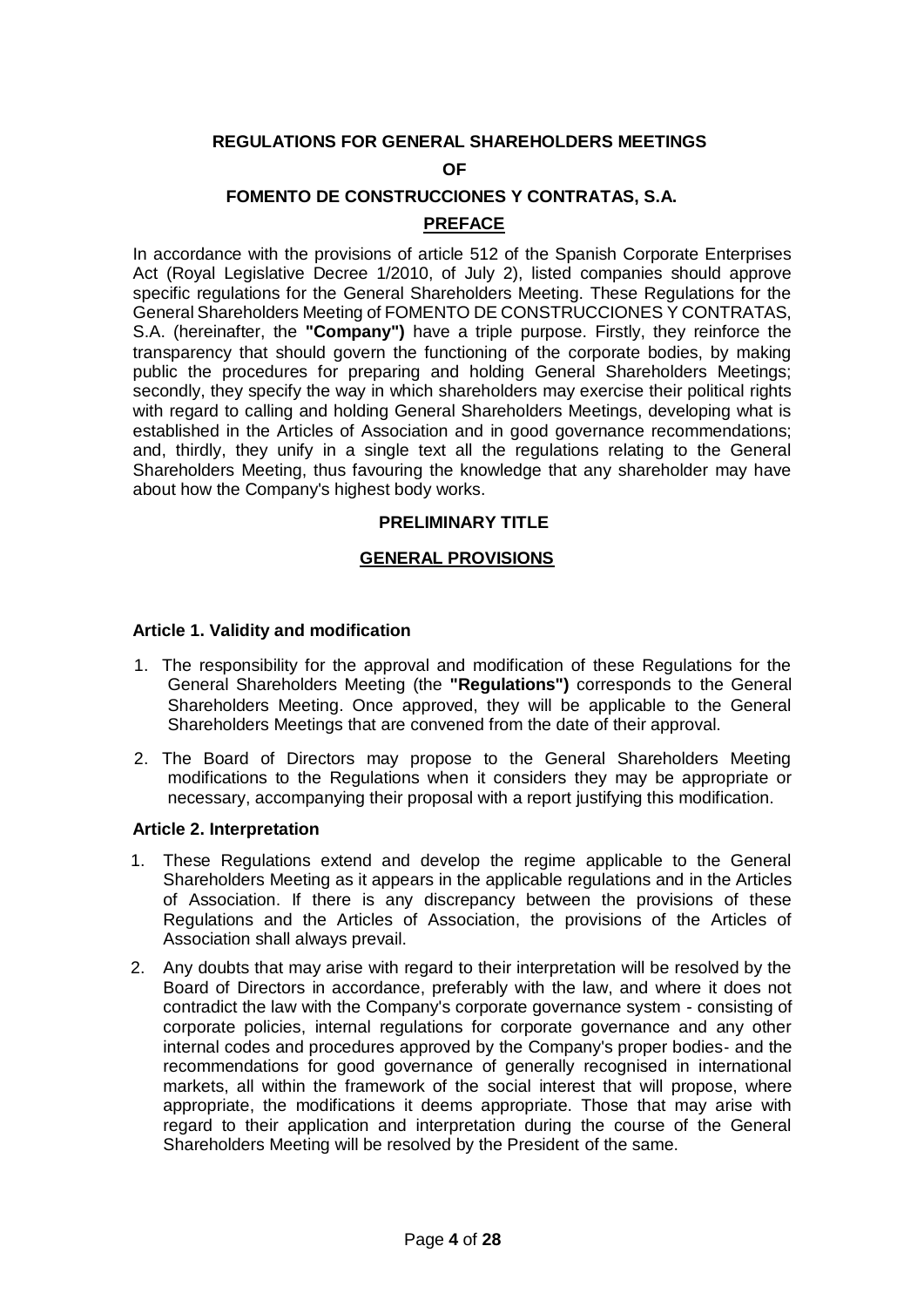**REGULATIONS FOR GENERAL SHAREHOLDERS MEETINGS**

**OF**

**FOMENTO DE CONSTRUCCIONES Y CONTRATAS, S.A.**

## PREFACE

In accordance with the provisions of article 512 of the Spanish Corporate Enterprises Act (Royal Legislative Decree 1/2010, of July 2), listed companies should approve specific regulations for the General Shareholders Meeting. These Regulations for the General Shareholders Meeting of FOMENTO DE CONSTRUCCIONES Y CONTRATAS, S.A. (hereinafter, the **"Company")** have a triple purpose. Firstly, they reinforce the transparency that should govern the functioning of the corporate bodies, by making public the procedures for preparing and holding General Shareholders Meetings; secondly, they specify the way in which shareholders may exercise their political rights with regard to calling and holding General Shareholders Meetings, developing what is established in the Articles of Association and in good governance recommendations; and, thirdly, they unify in a single text all the regulations relating to the General Shareholders Meeting, thus favouring the knowledge that any shareholder may have about how the Company's highest body works.

## PRELIMINARY TITLE

## GENERAL PROVISIONS

### Article 1. Validity and modification

1. The responsibility for the approval and modification of these Regulations for the General Shareholders Meeting (the **"Regulations")** corresponds to the General Shareholders Meeting. Once approved, they will be applicable to the General Shareholders Meetings that are convened from the date of their approval.
2. The Board of Directors may propose to the General Shareholders Meeting modifications to the Regulations when it considers they may be appropriate or necessary, accompanying their proposal with a report justifying this modification.

### Article 2. Interpretation

1. These Regulations extend and develop the regime applicable to the General Shareholders Meeting as it appears in the applicable regulations and in the Articles of Association. If there is any discrepancy between the provisions of these Regulations and the Articles of Association, the provisions of the Articles of Association shall always prevail.
2. Any doubts that may arise with regard to their interpretation will be resolved by the Board of Directors in accordance, preferably with the law, and where it does not contradict the law with the Company's corporate governance system - consisting of corporate policies, internal regulations for corporate governance and any other internal codes and procedures approved by the Company's proper bodies- and the recommendations for good governance of generally recognised in international markets, all within the framework of the social interest that will propose, where appropriate, the modifications it deems appropriate. Those that may arise with regard to their application and interpretation during the course of the General Shareholders Meeting will be resolved by the President of the same.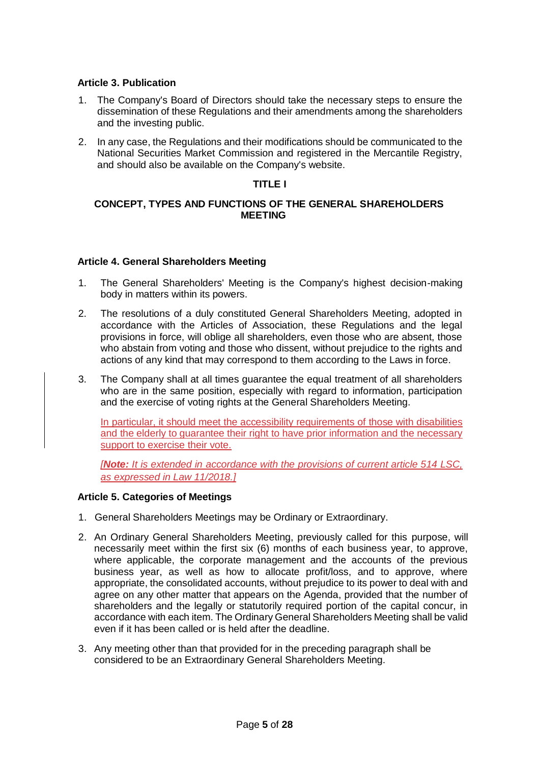### Article 3. Publication

1. The Company's Board of Directors should take the necessary steps to ensure the dissemination of these Regulations and their amendments among the shareholders and the investing public.
2. In any case, the Regulations and their modifications should be communicated to the National Securities Market Commission and registered in the Mercantile Registry, and should also be available on the Company's website.

## TITLE I

## CONCEPT, TYPES AND FUNCTIONS OF THE GENERAL SHAREHOLDERS MEETING

### Article 4. General Shareholders Meeting

1. The General Shareholders' Meeting is the Company's highest decision-making body in matters within its powers.
2. The resolutions of a duly constituted General Shareholders Meeting, adopted in accordance with the Articles of Association, these Regulations and the legal provisions in force, will oblige all shareholders, even those who are absent, those who abstain from voting and those who dissent, without prejudice to the rights and actions of any kind that may correspond to them according to the Laws in force.
3. The Company shall at all times guarantee the equal treatment of all shareholders who are in the same position, especially with regard to information, participation and the exercise of voting rights at the General Shareholders Meeting.

   In particular, it should meet the accessibility requirements of those with disabilities and the elderly to guarantee their right to have prior information and the necessary support to exercise their vote.

   *[**Note:** It is extended in accordance with the provisions of current article 514 LSC, as expressed in Law 11/2018.]*

### Article 5. Categories of Meetings

1. General Shareholders Meetings may be Ordinary or Extraordinary.
2. An Ordinary General Shareholders Meeting, previously called for this purpose, will necessarily meet within the first six (6) months of each business year, to approve, where applicable, the corporate management and the accounts of the previous business year, as well as how to allocate profit/loss, and to approve, where appropriate, the consolidated accounts, without prejudice to its power to deal with and agree on any other matter that appears on the Agenda, provided that the number of shareholders and the legally or statutorily required portion of the capital concur, in accordance with each item. The Ordinary General Shareholders Meeting shall be valid even if it has been called or is held after the deadline.
3. Any meeting other than that provided for in the preceding paragraph shall be considered to be an Extraordinary General Shareholders Meeting.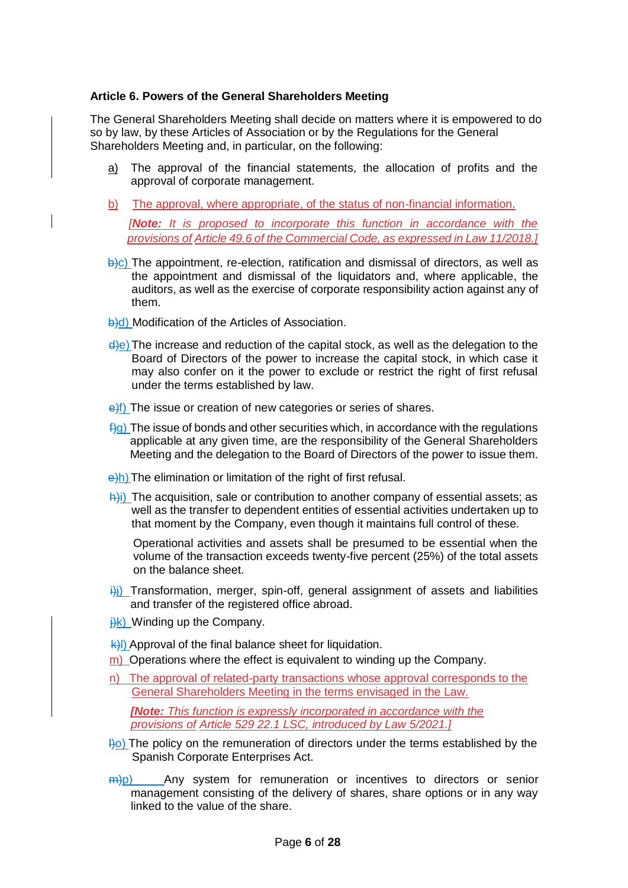**Article 6. Powers of the General Shareholders Meeting**

The General Shareholders Meeting shall decide on matters where it is empowered to do so by law, by these Articles of Association or by the Regulations for the General Shareholders Meeting and, in particular, on the following:

a) The approval of the financial statements, the allocation of profits and the approval of corporate management.

b) The approval, where appropriate, of the status of non-financial information.

*[**Note:** It is proposed to incorporate this function in accordance with the provisions of Article 49.6 of the Commercial Code, as expressed in Law 11/2018.]*

~~b)~~c) The appointment, re-election, ratification and dismissal of directors, as well as the appointment and dismissal of the liquidators and, where applicable, the auditors, as well as the exercise of corporate responsibility action against any of them.

~~b)~~d) Modification of the Articles of Association.

~~d)~~e) The increase and reduction of the capital stock, as well as the delegation to the Board of Directors of the power to increase the capital stock, in which case it may also confer on it the power to exclude or restrict the right of first refusal under the terms established by law.

~~e)~~f) The issue or creation of new categories or series of shares.

~~f)~~g) The issue of bonds and other securities which, in accordance with the regulations applicable at any given time, are the responsibility of the General Shareholders Meeting and the delegation to the Board of Directors of the power to issue them.

~~e)~~h) The elimination or limitation of the right of first refusal.

~~h)~~i) The acquisition, sale or contribution to another company of essential assets; as well as the transfer to dependent entities of essential activities undertaken up to that moment by the Company, even though it maintains full control of these.

Operational activities and assets shall be presumed to be essential when the volume of the transaction exceeds twenty-five percent (25%) of the total assets on the balance sheet.

~~i)~~j) Transformation, merger, spin-off, general assignment of assets and liabilities and transfer of the registered office abroad.

~~j)~~k) Winding up the Company.

~~k)~~l) Approval of the final balance sheet for liquidation.

m) Operations where the effect is equivalent to winding up the Company.

n) The approval of related-party transactions whose approval corresponds to the General Shareholders Meeting in the terms envisaged in the Law.

*[**Note:** This function is expressly incorporated in accordance with the provisions of Article 529 22.1 LSC, introduced by Law 5/2021.]*

~~l)~~o) The policy on the remuneration of directors under the terms established by the Spanish Corporate Enterprises Act.

~~m)~~p) Any system for remuneration or incentives to directors or senior management consisting of the delivery of shares, share options or in any way linked to the value of the share.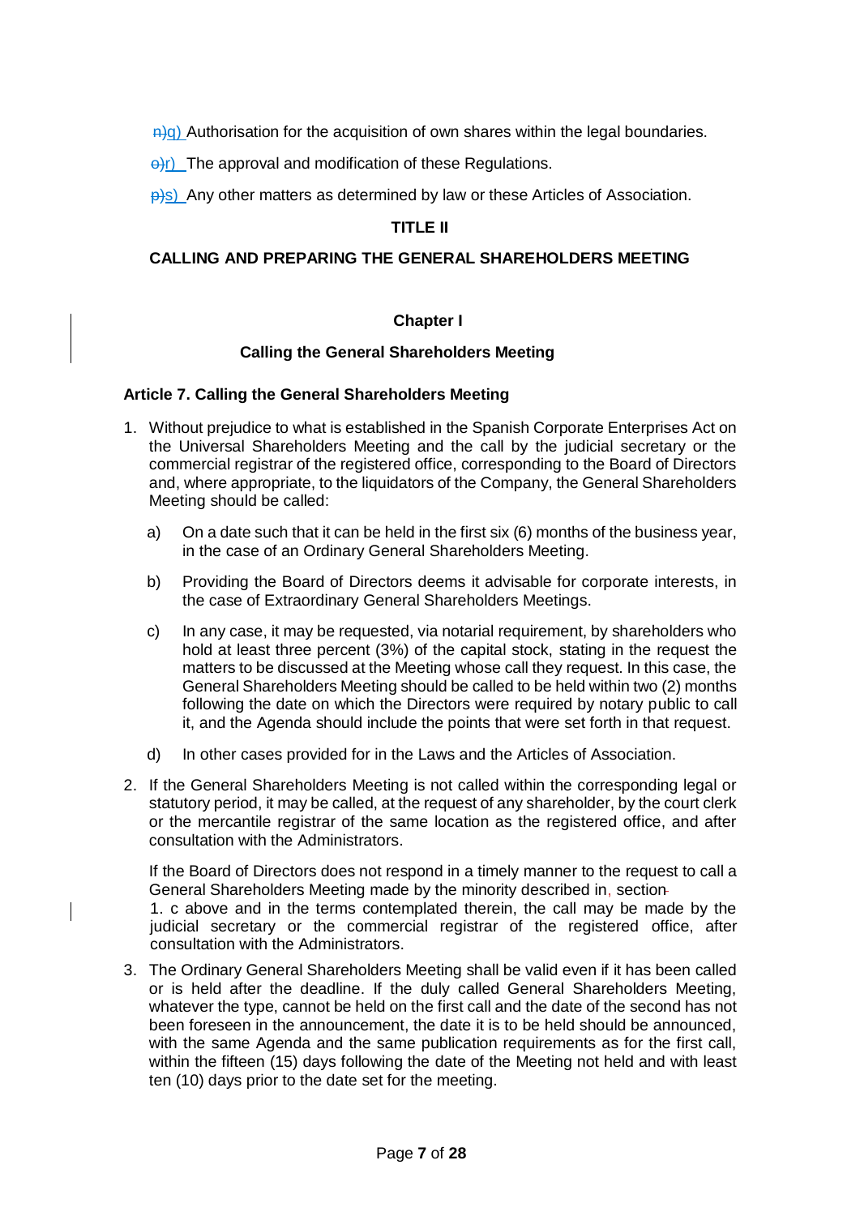g) Authorisation for the acquisition of own shares within the legal boundaries.

r) The approval and modification of these Regulations.

s) Any other matters as determined by law or these Articles of Association.

## TITLE II

## CALLING AND PREPARING THE GENERAL SHAREHOLDERS MEETING

### Chapter I

### Calling the General Shareholders Meeting

#### Article 7. Calling the General Shareholders Meeting

1. Without prejudice to what is established in the Spanish Corporate Enterprises Act on the Universal Shareholders Meeting and the call by the judicial secretary or the commercial registrar of the registered office, corresponding to the Board of Directors and, where appropriate, to the liquidators of the Company, the General Shareholders Meeting should be called:

   a) On a date such that it can be held in the first six (6) months of the business year, in the case of an Ordinary General Shareholders Meeting.

   b) Providing the Board of Directors deems it advisable for corporate interests, in the case of Extraordinary General Shareholders Meetings.

   c) In any case, it may be requested, via notarial requirement, by shareholders who hold at least three percent (3%) of the capital stock, stating in the request the matters to be discussed at the Meeting whose call they request. In this case, the General Shareholders Meeting should be called to be held within two (2) months following the date on which the Directors were required by notary public to call it, and the Agenda should include the points that were set forth in that request.

   d) In other cases provided for in the Laws and the Articles of Association.

2. If the General Shareholders Meeting is not called within the corresponding legal or statutory period, it may be called, at the request of any shareholder, by the court clerk or the mercantile registrar of the same location as the registered office, and after consultation with the Administrators.

   If the Board of Directors does not respond in a timely manner to the request to call a General Shareholders Meeting made by the minority described in, section 1. c above and in the terms contemplated therein, the call may be made by the judicial secretary or the commercial registrar of the registered office, after consultation with the Administrators.

3. The Ordinary General Shareholders Meeting shall be valid even if it has been called or is held after the deadline. If the duly called General Shareholders Meeting, whatever the type, cannot be held on the first call and the date of the second has not been foreseen in the announcement, the date it is to be held should be announced, with the same Agenda and the same publication requirements as for the first call, within the fifteen (15) days following the date of the Meeting not held and with least ten (10) days prior to the date set for the meeting.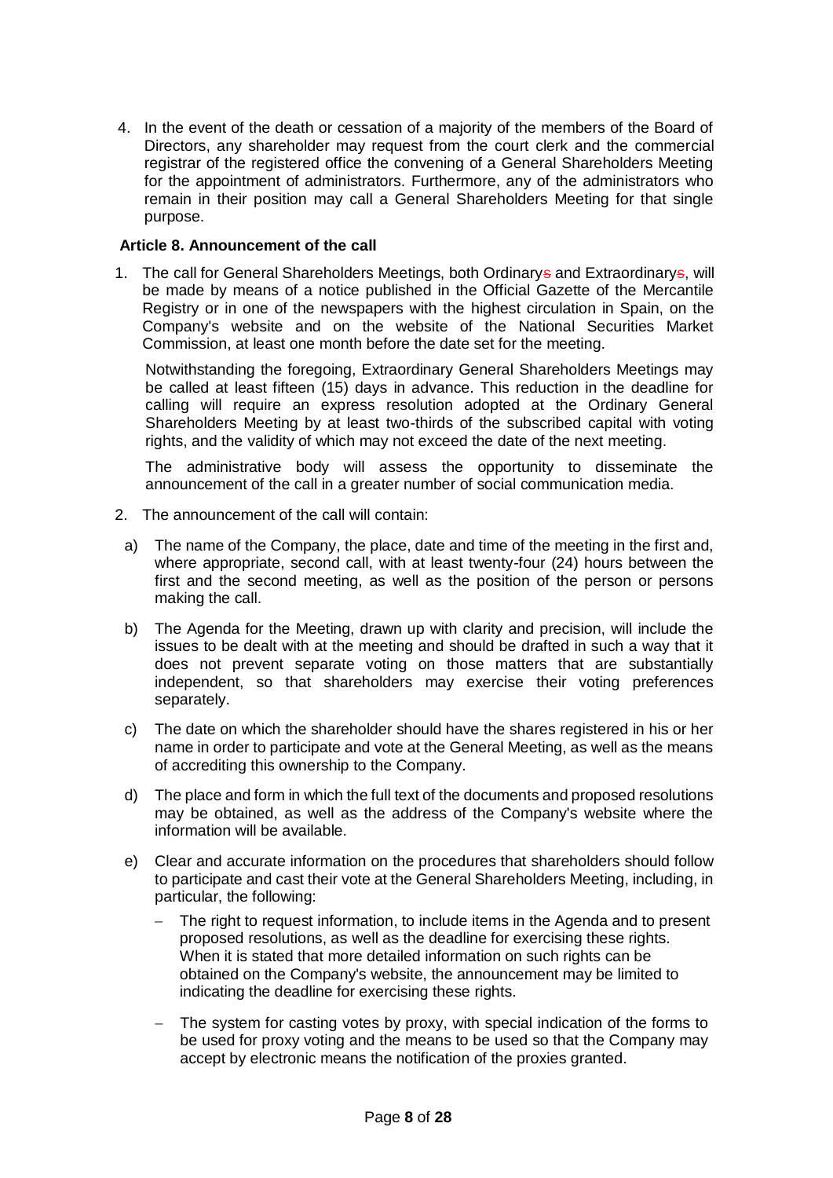4. In the event of the death or cessation of a majority of the members of the Board of Directors, any shareholder may request from the court clerk and the commercial registrar of the registered office the convening of a General Shareholders Meeting for the appointment of administrators. Furthermore, any of the administrators who remain in their position may call a General Shareholders Meeting for that single purpose.

**Article 8. Announcement of the call**

1. The call for General Shareholders Meetings, both Ordinarys and Extraordinarys, will be made by means of a notice published in the Official Gazette of the Mercantile Registry or in one of the newspapers with the highest circulation in Spain, on the Company's website and on the website of the National Securities Market Commission, at least one month before the date set for the meeting.

   Notwithstanding the foregoing, Extraordinary General Shareholders Meetings may be called at least fifteen (15) days in advance. This reduction in the deadline for calling will require an express resolution adopted at the Ordinary General Shareholders Meeting by at least two-thirds of the subscribed capital with voting rights, and the validity of which may not exceed the date of the next meeting.

   The administrative body will assess the opportunity to disseminate the announcement of the call in a greater number of social communication media.

2. The announcement of the call will contain:

   a) The name of the Company, the place, date and time of the meeting in the first and, where appropriate, second call, with at least twenty-four (24) hours between the first and the second meeting, as well as the position of the person or persons making the call.

   b) The Agenda for the Meeting, drawn up with clarity and precision, will include the issues to be dealt with at the meeting and should be drafted in such a way that it does not prevent separate voting on those matters that are substantially independent, so that shareholders may exercise their voting preferences separately.

   c) The date on which the shareholder should have the shares registered in his or her name in order to participate and vote at the General Meeting, as well as the means of accrediting this ownership to the Company.

   d) The place and form in which the full text of the documents and proposed resolutions may be obtained, as well as the address of the Company's website where the information will be available.

   e) Clear and accurate information on the procedures that shareholders should follow to participate and cast their vote at the General Shareholders Meeting, including, in particular, the following:

      - The right to request information, to include items in the Agenda and to present proposed resolutions, as well as the deadline for exercising these rights. When it is stated that more detailed information on such rights can be obtained on the Company's website, the announcement may be limited to indicating the deadline for exercising these rights.

      - The system for casting votes by proxy, with special indication of the forms to be used for proxy voting and the means to be used so that the Company may accept by electronic means the notification of the proxies granted.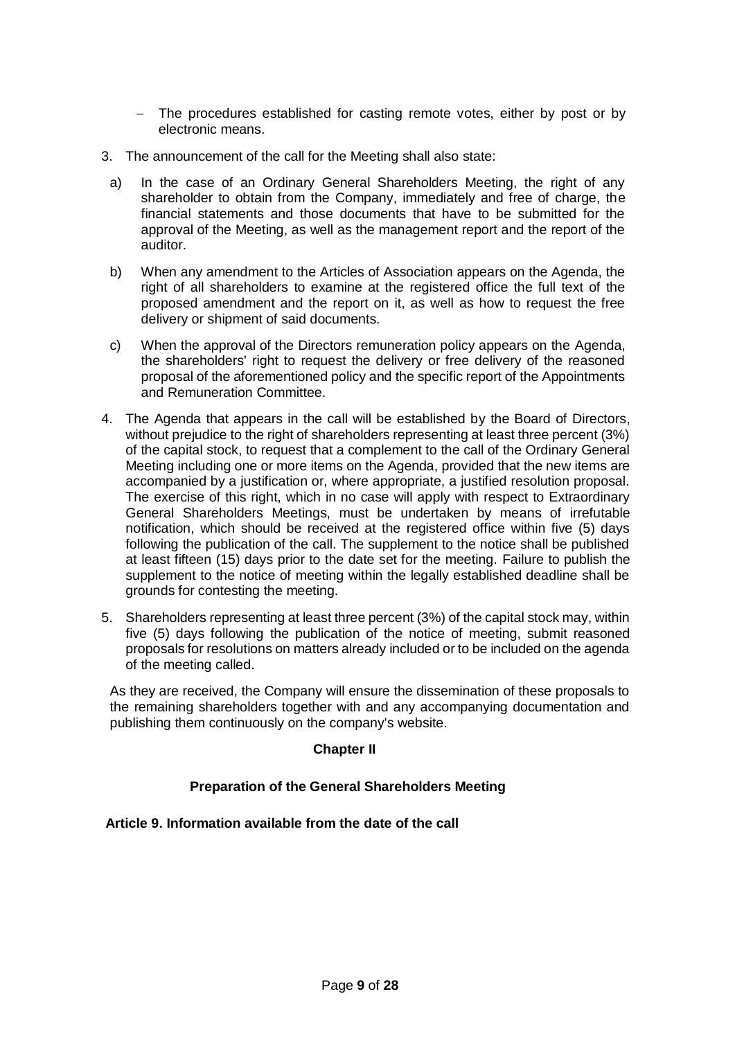- The procedures established for casting remote votes, either by post or by electronic means.

3. The announcement of the call for the Meeting shall also state:

   a) In the case of an Ordinary General Shareholders Meeting, the right of any shareholder to obtain from the Company, immediately and free of charge, the financial statements and those documents that have to be submitted for the approval of the Meeting, as well as the management report and the report of the auditor.

   b) When any amendment to the Articles of Association appears on the Agenda, the right of all shareholders to examine at the registered office the full text of the proposed amendment and the report on it, as well as how to request the free delivery or shipment of said documents.

   c) When the approval of the Directors remuneration policy appears on the Agenda, the shareholders' right to request the delivery or free delivery of the reasoned proposal of the aforementioned policy and the specific report of the Appointments and Remuneration Committee.

4. The Agenda that appears in the call will be established by the Board of Directors, without prejudice to the right of shareholders representing at least three percent (3%) of the capital stock, to request that a complement to the call of the Ordinary General Meeting including one or more items on the Agenda, provided that the new items are accompanied by a justification or, where appropriate, a justified resolution proposal. The exercise of this right, which in no case will apply with respect to Extraordinary General Shareholders Meetings, must be undertaken by means of irrefutable notification, which should be received at the registered office within five (5) days following the publication of the call. The supplement to the notice shall be published at least fifteen (15) days prior to the date set for the meeting. Failure to publish the supplement to the notice of meeting within the legally established deadline shall be grounds for contesting the meeting.

5. Shareholders representing at least three percent (3%) of the capital stock may, within five (5) days following the publication of the notice of meeting, submit reasoned proposals for resolutions on matters already included or to be included on the agenda of the meeting called.

   As they are received, the Company will ensure the dissemination of these proposals to the remaining shareholders together with and any accompanying documentation and publishing them continuously on the company's website.

## Chapter II

## Preparation of the General Shareholders Meeting

### Article 9. Information available from the date of the call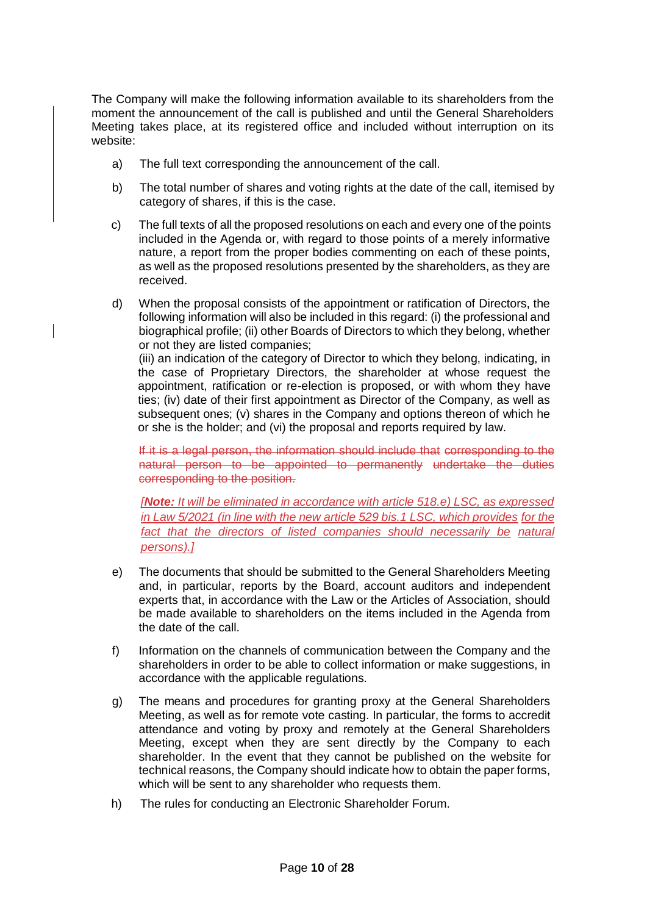The Company will make the following information available to its shareholders from the moment the announcement of the call is published and until the General Shareholders Meeting takes place, at its registered office and included without interruption on its website:

a) The full text corresponding the announcement of the call.

b) The total number of shares and voting rights at the date of the call, itemised by category of shares, if this is the case.

c) The full texts of all the proposed resolutions on each and every one of the points included in the Agenda or, with regard to those points of a merely informative nature, a report from the proper bodies commenting on each of these points, as well as the proposed resolutions presented by the shareholders, as they are received.

d) When the proposal consists of the appointment or ratification of Directors, the following information will also be included in this regard: (i) the professional and biographical profile; (ii) other Boards of Directors to which they belong, whether or not they are listed companies;
(iii) an indication of the category of Director to which they belong, indicating, in the case of Proprietary Directors, the shareholder at whose request the appointment, ratification or re-election is proposed, or with whom they have ties; (iv) date of their first appointment as Director of the Company, as well as subsequent ones; (v) shares in the Company and options thereon of which he or she is the holder; and (vi) the proposal and reports required by law.

~~If it is a legal person, the information should include that corresponding to the natural person to be appointed to permanently undertake the duties corresponding to the position.~~

*[**Note:** It will be eliminated in accordance with article 518.e) LSC, as expressed in Law 5/2021 (in line with the new article 529 bis.1 LSC, which provides for the fact that the directors of listed companies should necessarily be natural persons).]*

e) The documents that should be submitted to the General Shareholders Meeting and, in particular, reports by the Board, account auditors and independent experts that, in accordance with the Law or the Articles of Association, should be made available to shareholders on the items included in the Agenda from the date of the call.

f) Information on the channels of communication between the Company and the shareholders in order to be able to collect information or make suggestions, in accordance with the applicable regulations.

g) The means and procedures for granting proxy at the General Shareholders Meeting, as well as for remote vote casting. In particular, the forms to accredit attendance and voting by proxy and remotely at the General Shareholders Meeting, except when they are sent directly by the Company to each shareholder. In the event that they cannot be published on the website for technical reasons, the Company should indicate how to obtain the paper forms, which will be sent to any shareholder who requests them.

h) The rules for conducting an Electronic Shareholder Forum.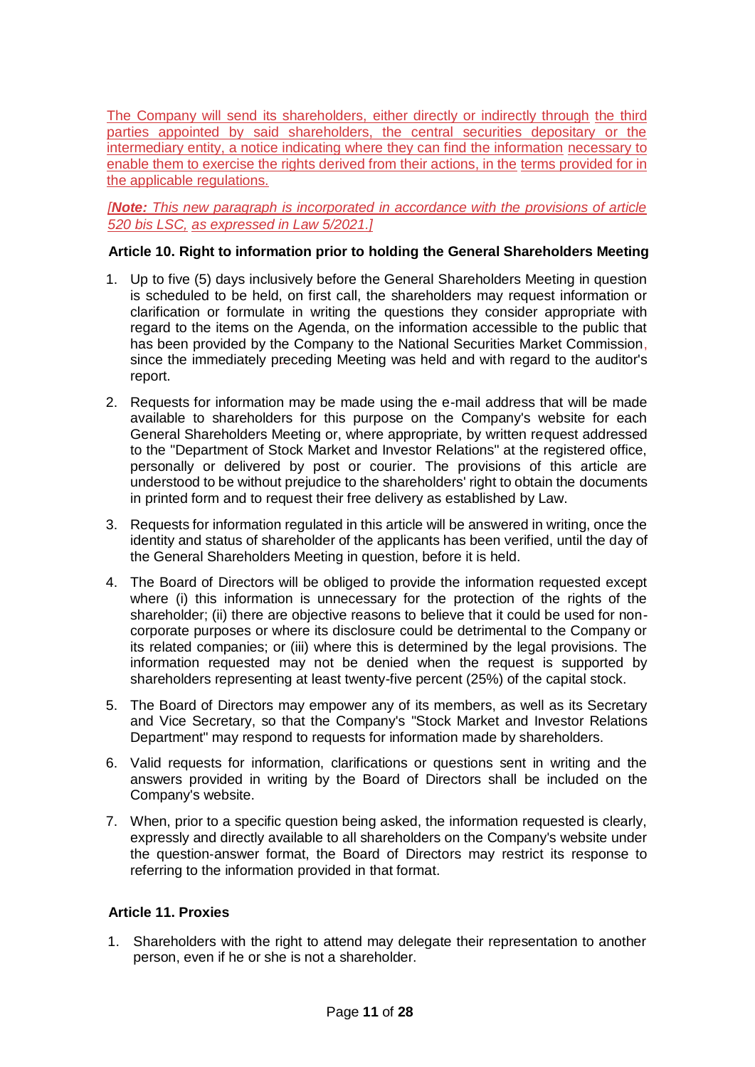The Company will send its shareholders, either directly or indirectly through the third parties appointed by said shareholders, the central securities depositary or the intermediary entity, a notice indicating where they can find the information necessary to enable them to exercise the rights derived from their actions, in the terms provided for in the applicable regulations.

*[**Note:** This new paragraph is incorporated in accordance with the provisions of article 520 bis LSC, as expressed in Law 5/2021.]*

### Article 10. Right to information prior to holding the General Shareholders Meeting

1. Up to five (5) days inclusively before the General Shareholders Meeting in question is scheduled to be held, on first call, the shareholders may request information or clarification or formulate in writing the questions they consider appropriate with regard to the items on the Agenda, on the information accessible to the public that has been provided by the Company to the National Securities Market Commission, since the immediately preceding Meeting was held and with regard to the auditor's report.
2. Requests for information may be made using the e-mail address that will be made available to shareholders for this purpose on the Company's website for each General Shareholders Meeting or, where appropriate, by written request addressed to the "Department of Stock Market and Investor Relations" at the registered office, personally or delivered by post or courier. The provisions of this article are understood to be without prejudice to the shareholders' right to obtain the documents in printed form and to request their free delivery as established by Law.
3. Requests for information regulated in this article will be answered in writing, once the identity and status of shareholder of the applicants has been verified, until the day of the General Shareholders Meeting in question, before it is held.
4. The Board of Directors will be obliged to provide the information requested except where (i) this information is unnecessary for the protection of the rights of the shareholder; (ii) there are objective reasons to believe that it could be used for non-corporate purposes or where its disclosure could be detrimental to the Company or its related companies; or (iii) where this is determined by the legal provisions. The information requested may not be denied when the request is supported by shareholders representing at least twenty-five percent (25%) of the capital stock.
5. The Board of Directors may empower any of its members, as well as its Secretary and Vice Secretary, so that the Company's "Stock Market and Investor Relations Department" may respond to requests for information made by shareholders.
6. Valid requests for information, clarifications or questions sent in writing and the answers provided in writing by the Board of Directors shall be included on the Company's website.
7. When, prior to a specific question being asked, the information requested is clearly, expressly and directly available to all shareholders on the Company's website under the question-answer format, the Board of Directors may restrict its response to referring to the information provided in that format.

### Article 11. Proxies

1. Shareholders with the right to attend may delegate their representation to another person, even if he or she is not a shareholder.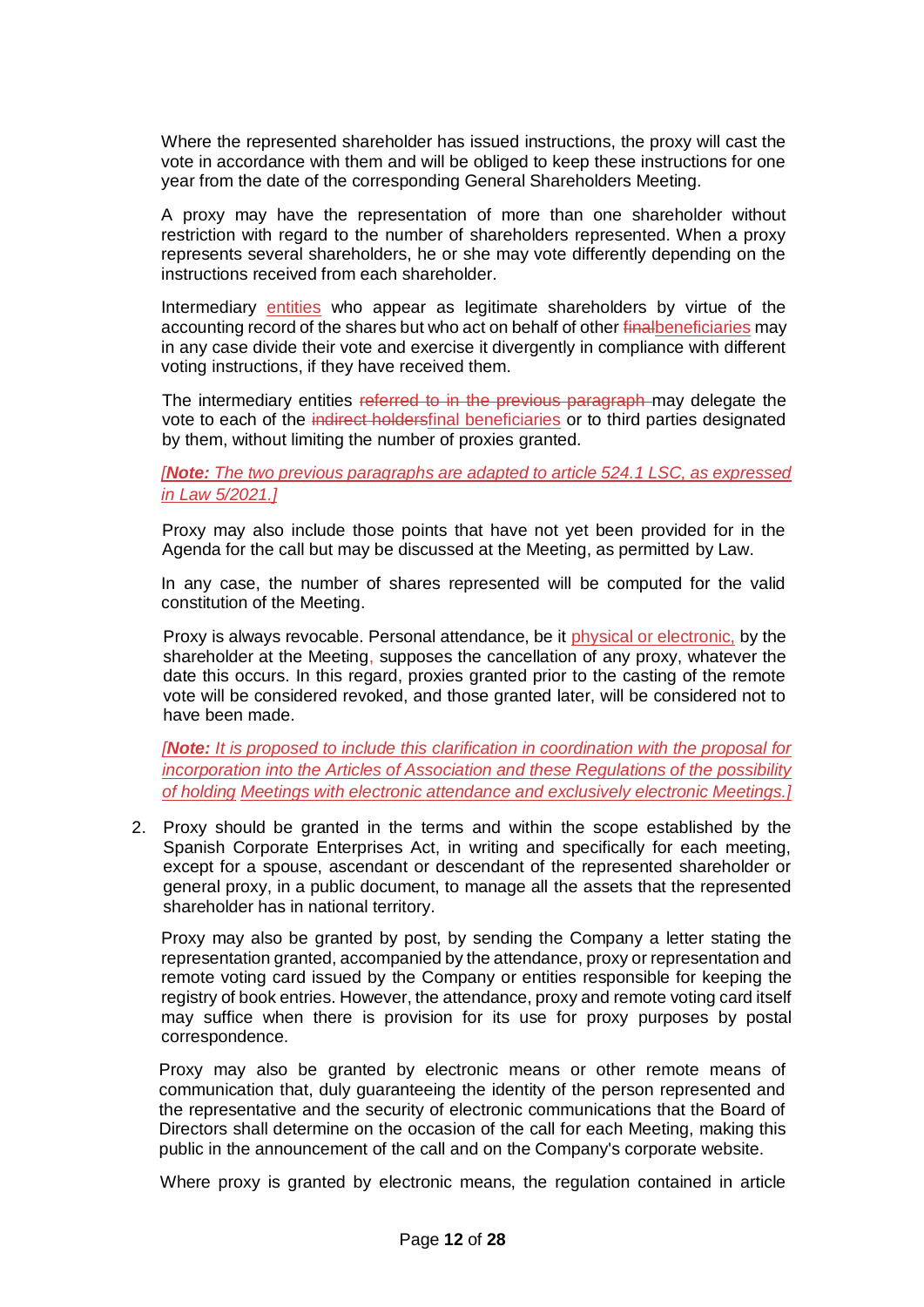Where the represented shareholder has issued instructions, the proxy will cast the vote in accordance with them and will be obliged to keep these instructions for one year from the date of the corresponding General Shareholders Meeting.

A proxy may have the representation of more than one shareholder without restriction with regard to the number of shareholders represented. When a proxy represents several shareholders, he or she may vote differently depending on the instructions received from each shareholder.

Intermediary entities who appear as legitimate shareholders by virtue of the accounting record of the shares but who act on behalf of other ~~final~~beneficiaries may in any case divide their vote and exercise it divergently in compliance with different voting instructions, if they have received them.

The intermediary entities ~~referred to in the previous paragraph~~ may delegate the vote to each of the ~~indirect holders~~final beneficiaries or to third parties designated by them, without limiting the number of proxies granted.

*[**Note:** The two previous paragraphs are adapted to article 524.1 LSC, as expressed in Law 5/2021.]*

Proxy may also include those points that have not yet been provided for in the Agenda for the call but may be discussed at the Meeting, as permitted by Law.

In any case, the number of shares represented will be computed for the valid constitution of the Meeting.

Proxy is always revocable. Personal attendance, be it physical or electronic, by the shareholder at the Meeting, supposes the cancellation of any proxy, whatever the date this occurs. In this regard, proxies granted prior to the casting of the remote vote will be considered revoked, and those granted later, will be considered not to have been made.

*[**Note:** It is proposed to include this clarification in coordination with the proposal for incorporation into the Articles of Association and these Regulations of the possibility of holding Meetings with electronic attendance and exclusively electronic Meetings.]*

2. Proxy should be granted in the terms and within the scope established by the Spanish Corporate Enterprises Act, in writing and specifically for each meeting, except for a spouse, ascendant or descendant of the represented shareholder or general proxy, in a public document, to manage all the assets that the represented shareholder has in national territory.

   Proxy may also be granted by post, by sending the Company a letter stating the representation granted, accompanied by the attendance, proxy or representation and remote voting card issued by the Company or entities responsible for keeping the registry of book entries. However, the attendance, proxy and remote voting card itself may suffice when there is provision for its use for proxy purposes by postal correspondence.

   Proxy may also be granted by electronic means or other remote means of communication that, duly guaranteeing the identity of the person represented and the representative and the security of electronic communications that the Board of Directors shall determine on the occasion of the call for each Meeting, making this public in the announcement of the call and on the Company's corporate website.

   Where proxy is granted by electronic means, the regulation contained in article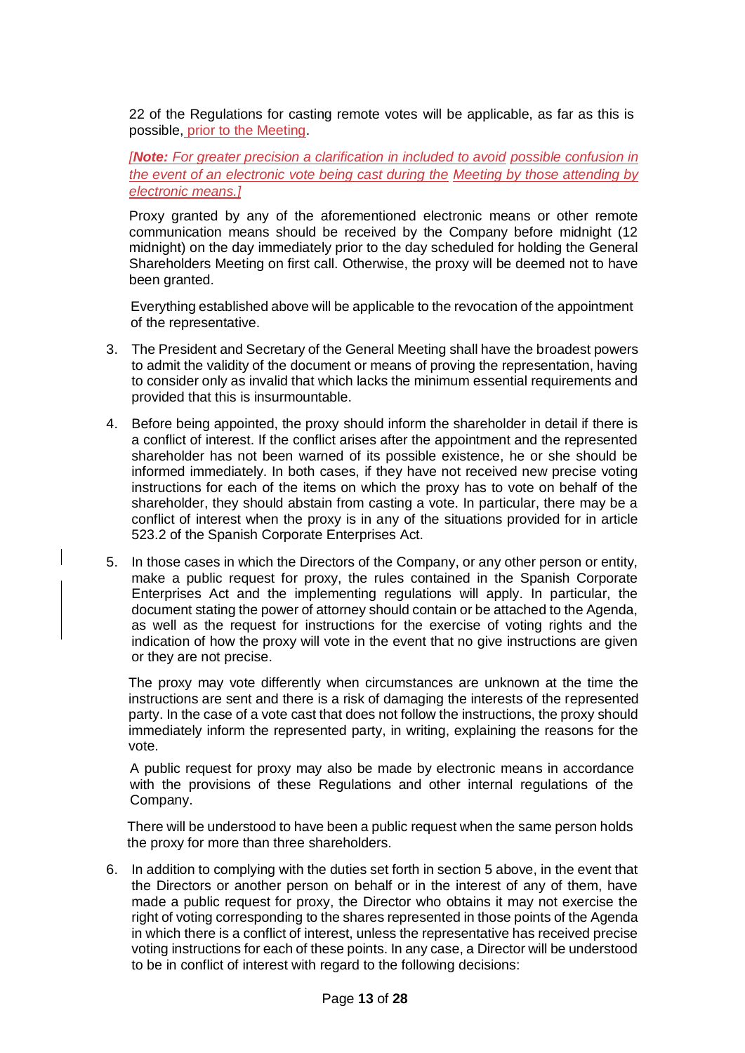22 of the Regulations for casting remote votes will be applicable, as far as this is possible, prior to the Meeting.

*[**Note:** For greater precision a clarification in included to avoid possible confusion in the event of an electronic vote being cast during the Meeting by those attending by electronic means.]*

Proxy granted by any of the aforementioned electronic means or other remote communication means should be received by the Company before midnight (12 midnight) on the day immediately prior to the day scheduled for holding the General Shareholders Meeting on first call. Otherwise, the proxy will be deemed not to have been granted.

Everything established above will be applicable to the revocation of the appointment of the representative.

3. The President and Secretary of the General Meeting shall have the broadest powers to admit the validity of the document or means of proving the representation, having to consider only as invalid that which lacks the minimum essential requirements and provided that this is insurmountable.

4. Before being appointed, the proxy should inform the shareholder in detail if there is a conflict of interest. If the conflict arises after the appointment and the represented shareholder has not been warned of its possible existence, he or she should be informed immediately. In both cases, if they have not received new precise voting instructions for each of the items on which the proxy has to vote on behalf of the shareholder, they should abstain from casting a vote. In particular, there may be a conflict of interest when the proxy is in any of the situations provided for in article 523.2 of the Spanish Corporate Enterprises Act.

5. In those cases in which the Directors of the Company, or any other person or entity, make a public request for proxy, the rules contained in the Spanish Corporate Enterprises Act and the implementing regulations will apply. In particular, the document stating the power of attorney should contain or be attached to the Agenda, as well as the request for instructions for the exercise of voting rights and the indication of how the proxy will vote in the event that no give instructions are given or they are not precise.

   The proxy may vote differently when circumstances are unknown at the time the instructions are sent and there is a risk of damaging the interests of the represented party. In the case of a vote cast that does not follow the instructions, the proxy should immediately inform the represented party, in writing, explaining the reasons for the vote.

   A public request for proxy may also be made by electronic means in accordance with the provisions of these Regulations and other internal regulations of the Company.

   There will be understood to have been a public request when the same person holds the proxy for more than three shareholders.

6. In addition to complying with the duties set forth in section 5 above, in the event that the Directors or another person on behalf or in the interest of any of them, have made a public request for proxy, the Director who obtains it may not exercise the right of voting corresponding to the shares represented in those points of the Agenda in which there is a conflict of interest, unless the representative has received precise voting instructions for each of these points. In any case, a Director will be understood to be in conflict of interest with regard to the following decisions: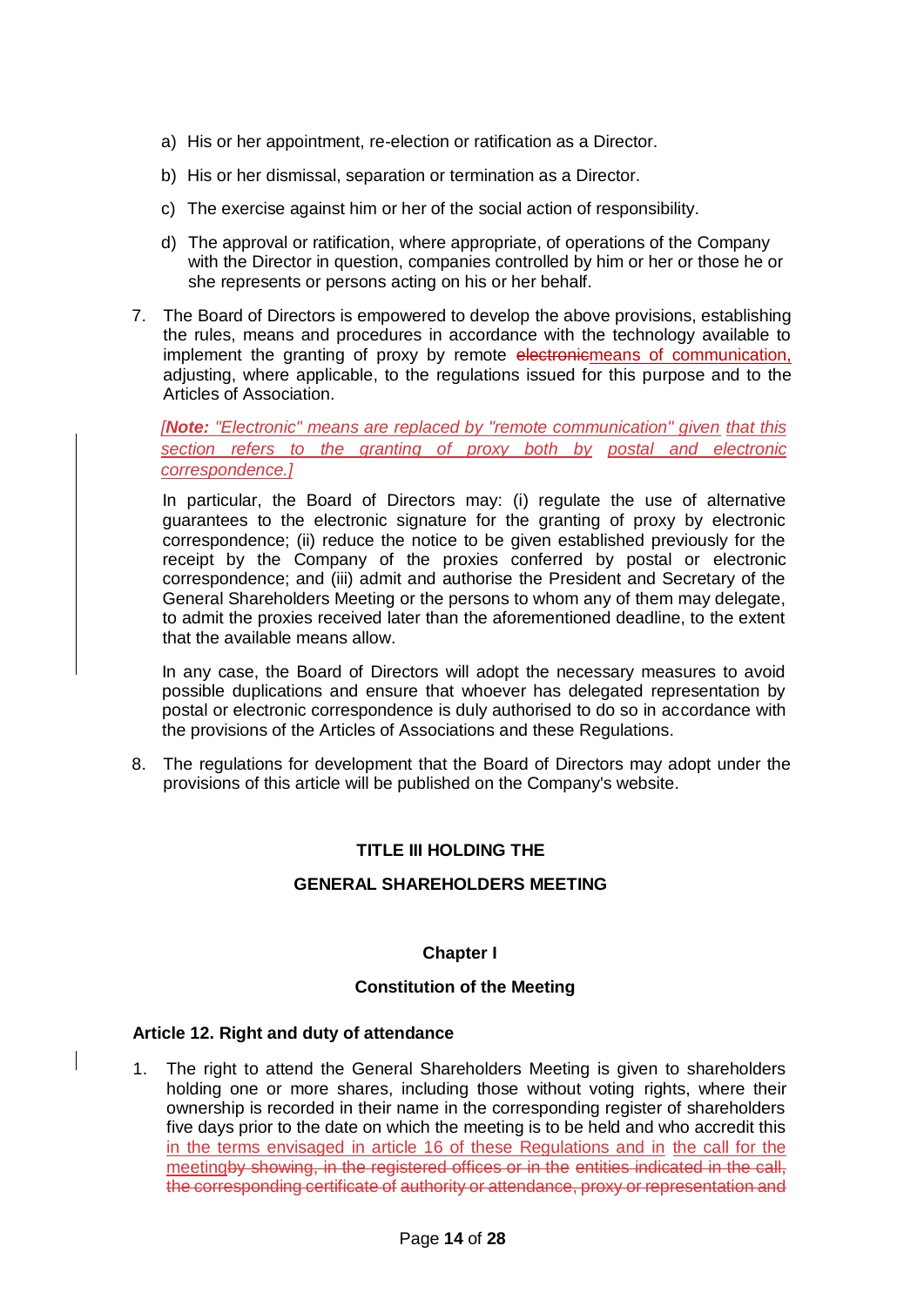a) His or her appointment, re-election or ratification as a Director.

b) His or her dismissal, separation or termination as a Director.

c) The exercise against him or her of the social action of responsibility.

d) The approval or ratification, where appropriate, of operations of the Company with the Director in question, companies controlled by him or her or those he or she represents or persons acting on his or her behalf.

7. The Board of Directors is empowered to develop the above provisions, establishing the rules, means and procedures in accordance with the technology available to implement the granting of proxy by remote ~~electronic~~means of communication, adjusting, where applicable, to the regulations issued for this purpose and to the Articles of Association.

   *[**Note:** "Electronic" means are replaced by "remote communication" given that this section refers to the granting of proxy both by postal and electronic correspondence.]*

   In particular, the Board of Directors may: (i) regulate the use of alternative guarantees to the electronic signature for the granting of proxy by electronic correspondence; (ii) reduce the notice to be given established previously for the receipt by the Company of the proxies conferred by postal or electronic correspondence; and (iii) admit and authorise the President and Secretary of the General Shareholders Meeting or the persons to whom any of them may delegate, to admit the proxies received later than the aforementioned deadline, to the extent that the available means allow.

   In any case, the Board of Directors will adopt the necessary measures to avoid possible duplications and ensure that whoever has delegated representation by postal or electronic correspondence is duly authorised to do so in accordance with the provisions of the Articles of Associations and these Regulations.

8. The regulations for development that the Board of Directors may adopt under the provisions of this article will be published on the Company's website.

## TITLE III HOLDING THE GENERAL SHAREHOLDERS MEETING

### Chapter I

### Constitution of the Meeting

#### Article 12. Right and duty of attendance

1. The right to attend the General Shareholders Meeting is given to shareholders holding one or more shares, including those without voting rights, where their ownership is recorded in their name in the corresponding register of shareholders five days prior to the date on which the meeting is to be held and who accredit this in the terms envisaged in article 16 of these Regulations and in the call for the meeting~~by showing, in the registered offices or in the entities indicated in the call, the corresponding certificate of authority or attendance, proxy or representation and~~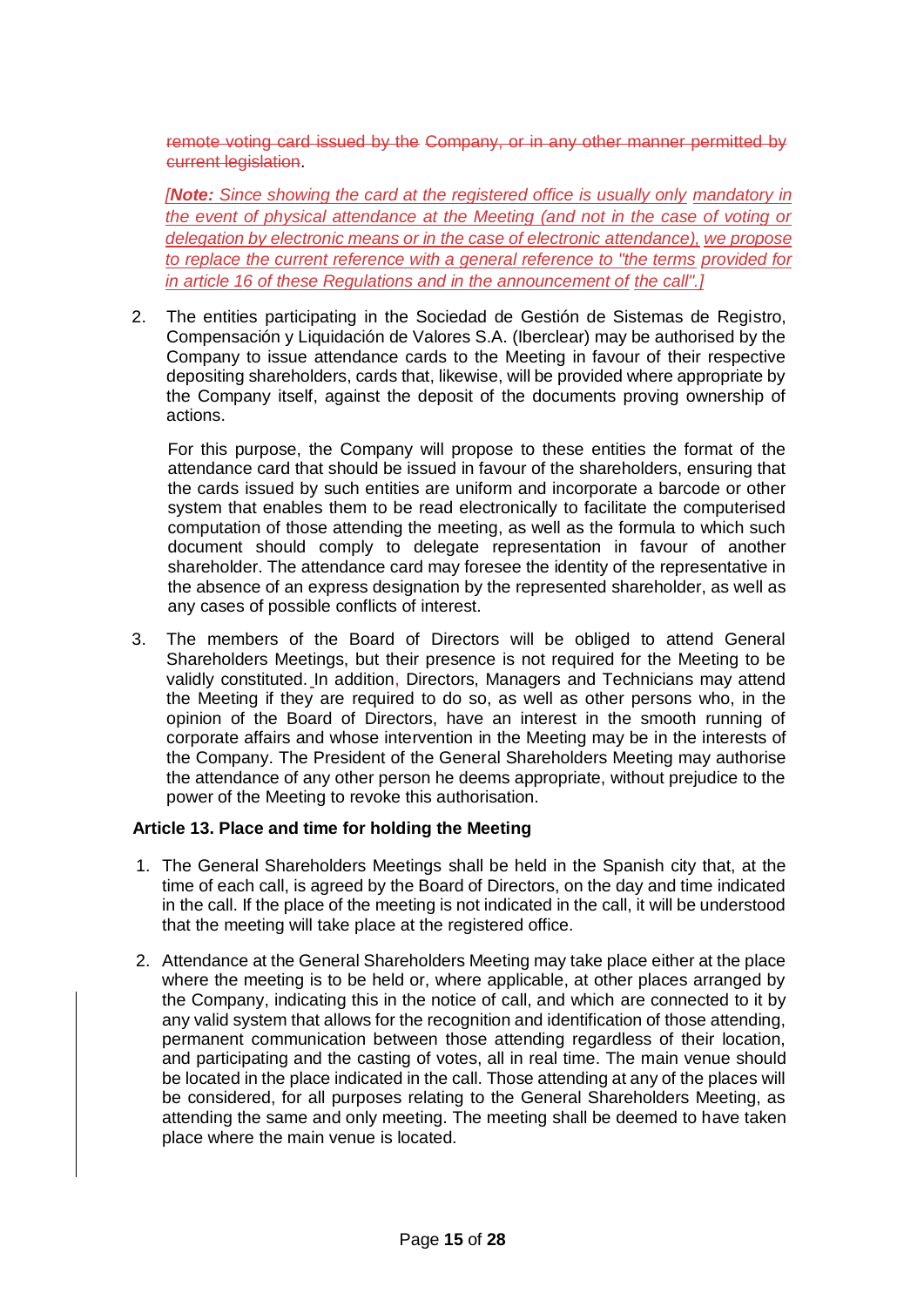~~remote voting card issued by the Company, or in any other manner permitted by current legislation~~.

*[**Note:** Since showing the card at the registered office is usually only mandatory in the event of physical attendance at the Meeting (and not in the case of voting or delegation by electronic means or in the case of electronic attendance), we propose to replace the current reference with a general reference to "the terms provided for in article 16 of these Regulations and in the announcement of the call".]*

2. The entities participating in the Sociedad de Gestión de Sistemas de Registro, Compensación y Liquidación de Valores S.A. (Iberclear) may be authorised by the Company to issue attendance cards to the Meeting in favour of their respective depositing shareholders, cards that, likewise, will be provided where appropriate by the Company itself, against the deposit of the documents proving ownership of actions.

   For this purpose, the Company will propose to these entities the format of the attendance card that should be issued in favour of the shareholders, ensuring that the cards issued by such entities are uniform and incorporate a barcode or other system that enables them to be read electronically to facilitate the computerised computation of those attending the meeting, as well as the formula to which such document should comply to delegate representation in favour of another shareholder. The attendance card may foresee the identity of the representative in the absence of an express designation by the represented shareholder, as well as any cases of possible conflicts of interest.

3. The members of the Board of Directors will be obliged to attend General Shareholders Meetings, but their presence is not required for the Meeting to be validly constituted. In addition, Directors, Managers and Technicians may attend the Meeting if they are required to do so, as well as other persons who, in the opinion of the Board of Directors, have an interest in the smooth running of corporate affairs and whose intervention in the Meeting may be in the interests of the Company. The President of the General Shareholders Meeting may authorise the attendance of any other person he deems appropriate, without prejudice to the power of the Meeting to revoke this authorisation.

**Article 13. Place and time for holding the Meeting**

1. The General Shareholders Meetings shall be held in the Spanish city that, at the time of each call, is agreed by the Board of Directors, on the day and time indicated in the call. If the place of the meeting is not indicated in the call, it will be understood that the meeting will take place at the registered office.

2. Attendance at the General Shareholders Meeting may take place either at the place where the meeting is to be held or, where applicable, at other places arranged by the Company, indicating this in the notice of call, and which are connected to it by any valid system that allows for the recognition and identification of those attending, permanent communication between those attending regardless of their location, and participating and the casting of votes, all in real time. The main venue should be located in the place indicated in the call. Those attending at any of the places will be considered, for all purposes relating to the General Shareholders Meeting, as attending the same and only meeting. The meeting shall be deemed to have taken place where the main venue is located.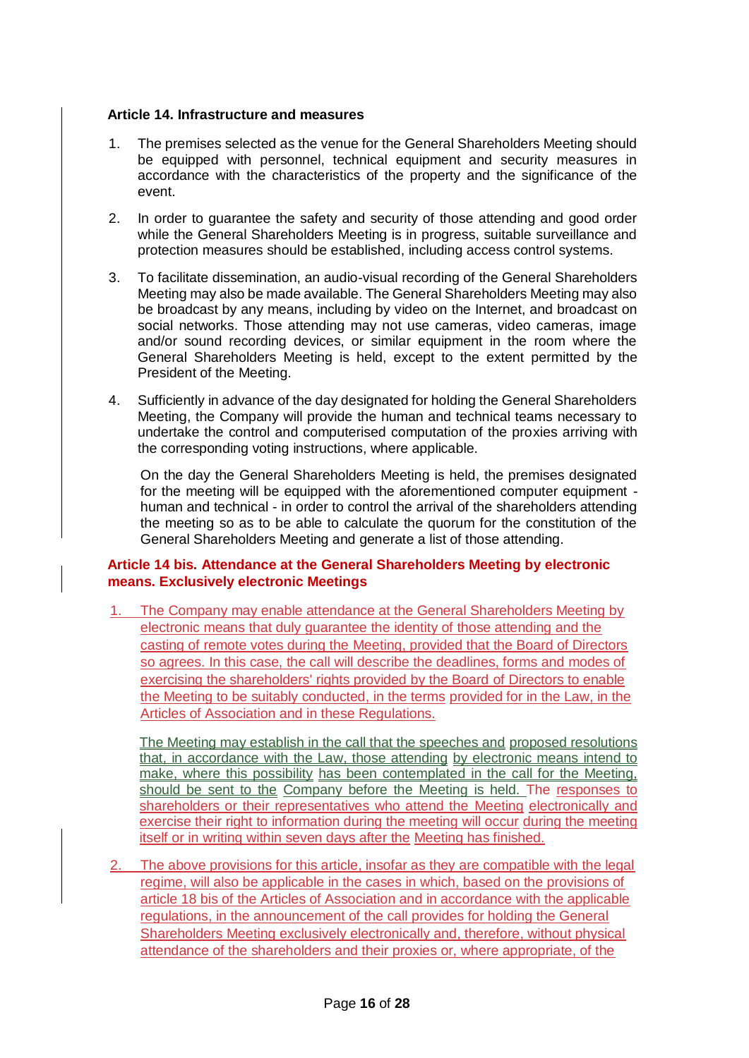**Article 14. Infrastructure and measures**

1. The premises selected as the venue for the General Shareholders Meeting should be equipped with personnel, technical equipment and security measures in accordance with the characteristics of the property and the significance of the event.

2. In order to guarantee the safety and security of those attending and good order while the General Shareholders Meeting is in progress, suitable surveillance and protection measures should be established, including access control systems.

3. To facilitate dissemination, an audio-visual recording of the General Shareholders Meeting may also be made available. The General Shareholders Meeting may also be broadcast by any means, including by video on the Internet, and broadcast on social networks. Those attending may not use cameras, video cameras, image and/or sound recording devices, or similar equipment in the room where the General Shareholders Meeting is held, except to the extent permitted by the President of the Meeting.

4. Sufficiently in advance of the day designated for holding the General Shareholders Meeting, the Company will provide the human and technical teams necessary to undertake the control and computerised computation of the proxies arriving with the corresponding voting instructions, where applicable.

   On the day the General Shareholders Meeting is held, the premises designated for the meeting will be equipped with the aforementioned computer equipment - human and technical - in order to control the arrival of the shareholders attending the meeting so as to be able to calculate the quorum for the constitution of the General Shareholders Meeting and generate a list of those attending.

**Article 14 bis. Attendance at the General Shareholders Meeting by electronic means. Exclusively electronic Meetings**

1. The Company may enable attendance at the General Shareholders Meeting by electronic means that duly guarantee the identity of those attending and the casting of remote votes during the Meeting, provided that the Board of Directors so agrees. In this case, the call will describe the deadlines, forms and modes of exercising the shareholders' rights provided by the Board of Directors to enable the Meeting to be suitably conducted, in the terms provided for in the Law, in the Articles of Association and in these Regulations.

   The Meeting may establish in the call that the speeches and proposed resolutions that, in accordance with the Law, those attending by electronic means intend to make, where this possibility has been contemplated in the call for the Meeting, should be sent to the Company before the Meeting is held. The responses to shareholders or their representatives who attend the Meeting electronically and exercise their right to information during the meeting will occur during the meeting itself or in writing within seven days after the Meeting has finished.

2. The above provisions for this article, insofar as they are compatible with the legal regime, will also be applicable in the cases in which, based on the provisions of article 18 bis of the Articles of Association and in accordance with the applicable regulations, in the announcement of the call provides for holding the General Shareholders Meeting exclusively electronically and, therefore, without physical attendance of the shareholders and their proxies or, where appropriate, of the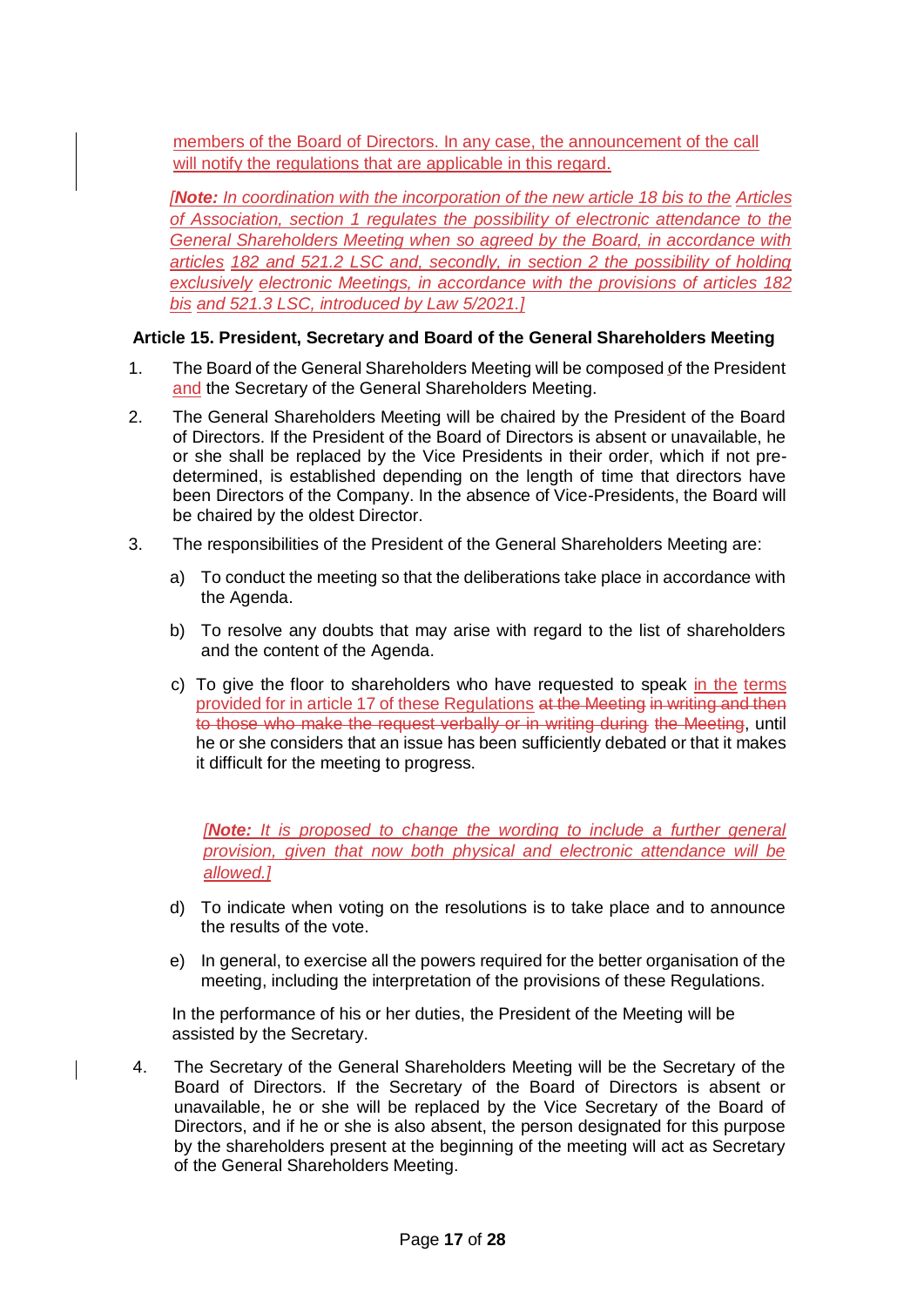members of the Board of Directors. In any case, the announcement of the call will notify the regulations that are applicable in this regard.

*[**Note:** In coordination with the incorporation of the new article 18 bis to the Articles of Association, section 1 regulates the possibility of electronic attendance to the General Shareholders Meeting when so agreed by the Board, in accordance with articles 182 and 521.2 LSC and, secondly, in section 2 the possibility of holding exclusively electronic Meetings, in accordance with the provisions of articles 182 bis and 521.3 LSC, introduced by Law 5/2021.]*

**Article 15. President, Secretary and Board of the General Shareholders Meeting**

1. The Board of the General Shareholders Meeting will be composed of the President and the Secretary of the General Shareholders Meeting.

2. The General Shareholders Meeting will be chaired by the President of the Board of Directors. If the President of the Board of Directors is absent or unavailable, he or she shall be replaced by the Vice Presidents in their order, which if not pre-determined, is established depending on the length of time that directors have been Directors of the Company. In the absence of Vice-Presidents, the Board will be chaired by the oldest Director.

3. The responsibilities of the President of the General Shareholders Meeting are:

   a) To conduct the meeting so that the deliberations take place in accordance with the Agenda.

   b) To resolve any doubts that may arise with regard to the list of shareholders and the content of the Agenda.

   c) To give the floor to shareholders who have requested to speak in the terms provided for in article 17 of these Regulations ~~at the Meeting in writing and then to those who make the request verbally or in writing during~~ the Meeting, until he or she considers that an issue has been sufficiently debated or that it makes it difficult for the meeting to progress.

   *[**Note:** It is proposed to change the wording to include a further general provision, given that now both physical and electronic attendance will be allowed.]*

   d) To indicate when voting on the resolutions is to take place and to announce the results of the vote.

   e) In general, to exercise all the powers required for the better organisation of the meeting, including the interpretation of the provisions of these Regulations.

   In the performance of his or her duties, the President of the Meeting will be assisted by the Secretary.

4. The Secretary of the General Shareholders Meeting will be the Secretary of the Board of Directors. If the Secretary of the Board of Directors is absent or unavailable, he or she will be replaced by the Vice Secretary of the Board of Directors, and if he or she is also absent, the person designated for this purpose by the shareholders present at the beginning of the meeting will act as Secretary of the General Shareholders Meeting.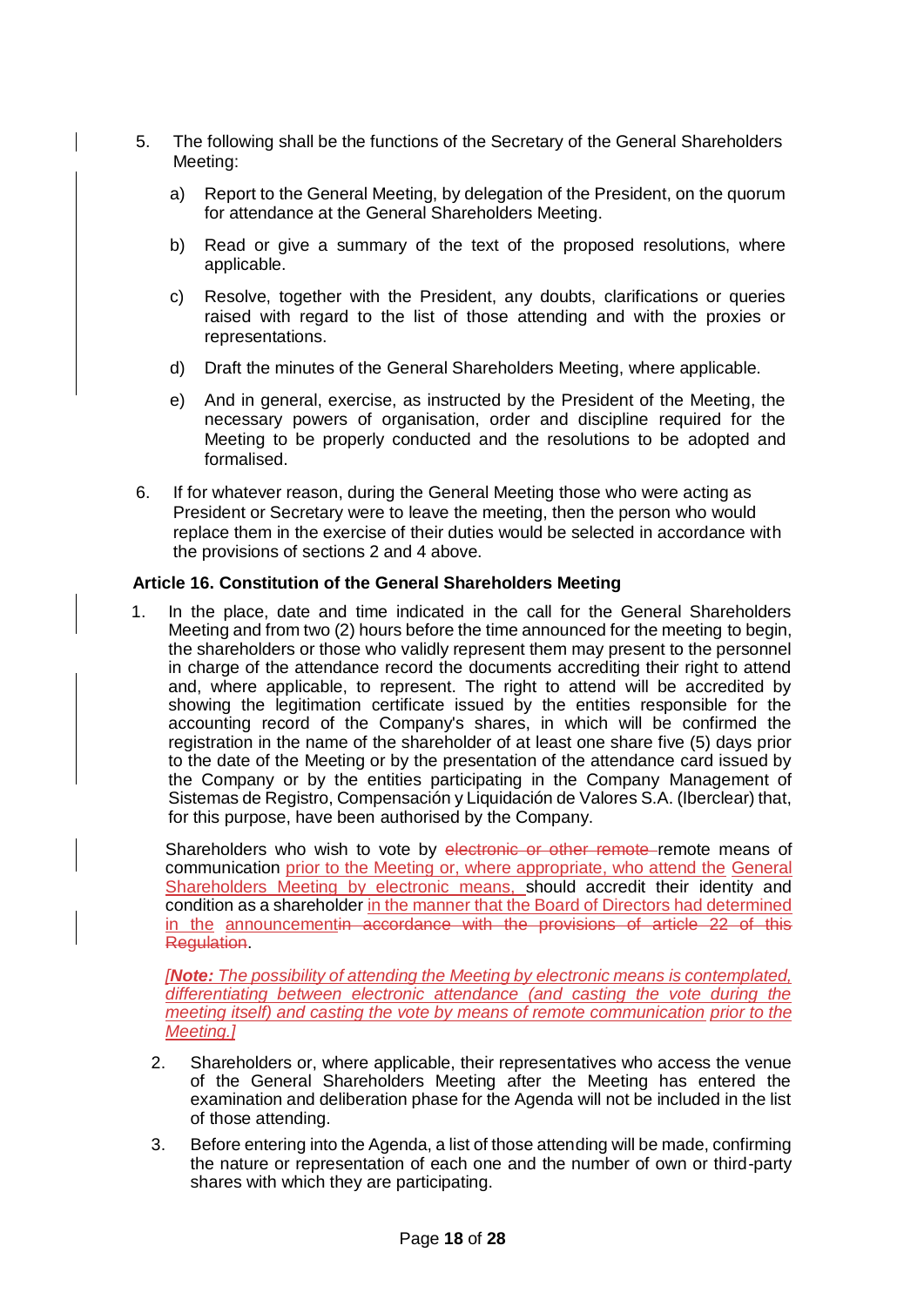5. The following shall be the functions of the Secretary of the General Shareholders Meeting:

   a) Report to the General Meeting, by delegation of the President, on the quorum for attendance at the General Shareholders Meeting.

   b) Read or give a summary of the text of the proposed resolutions, where applicable.

   c) Resolve, together with the President, any doubts, clarifications or queries raised with regard to the list of those attending and with the proxies or representations.

   d) Draft the minutes of the General Shareholders Meeting, where applicable.

   e) And in general, exercise, as instructed by the President of the Meeting, the necessary powers of organisation, order and discipline required for the Meeting to be properly conducted and the resolutions to be adopted and formalised.

6. If for whatever reason, during the General Meeting those who were acting as President or Secretary were to leave the meeting, then the person who would replace them in the exercise of their duties would be selected in accordance with the provisions of sections 2 and 4 above.

**Article 16. Constitution of the General Shareholders Meeting**

1. In the place, date and time indicated in the call for the General Shareholders Meeting and from two (2) hours before the time announced for the meeting to begin, the shareholders or those who validly represent them may present to the personnel in charge of the attendance record the documents accrediting their right to attend and, where applicable, to represent. The right to attend will be accredited by showing the legitimation certificate issued by the entities responsible for the accounting record of the Company's shares, in which will be confirmed the registration in the name of the shareholder of at least one share five (5) days prior to the date of the Meeting or by the presentation of the attendance card issued by the Company or by the entities participating in the Company Management of Sistemas de Registro, Compensación y Liquidación de Valores S.A. (Iberclear) that, for this purpose, have been authorised by the Company.

   Shareholders who wish to vote by ~~electronic or other remote~~ remote means of communication prior to the Meeting or, where appropriate, who attend the General Shareholders Meeting by electronic means, should accredit their identity and condition as a shareholder in the manner that the Board of Directors had determined in the announcement~~in accordance with the provisions of article 22 of this Regulation~~.

   *[**Note:** The possibility of attending the Meeting by electronic means is contemplated, differentiating between electronic attendance (and casting the vote during the meeting itself) and casting the vote by means of remote communication prior to the Meeting.]*

2. Shareholders or, where applicable, their representatives who access the venue of the General Shareholders Meeting after the Meeting has entered the examination and deliberation phase for the Agenda will not be included in the list of those attending.

3. Before entering into the Agenda, a list of those attending will be made, confirming the nature or representation of each one and the number of own or third-party shares with which they are participating.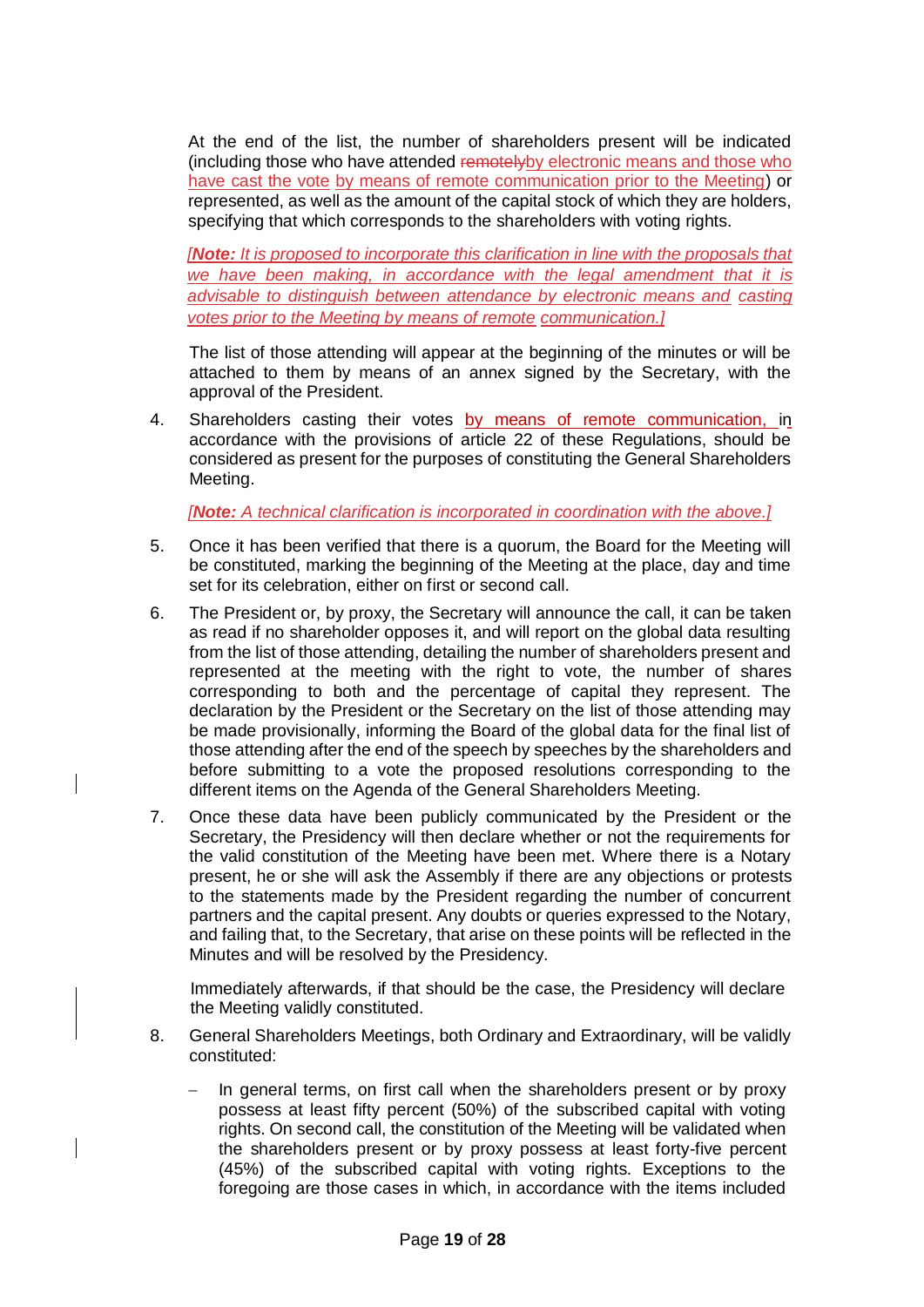At the end of the list, the number of shareholders present will be indicated (including those who have attended ~~remotely~~by electronic means and those who have cast the vote by means of remote communication prior to the Meeting) or represented, as well as the amount of the capital stock of which they are holders, specifying that which corresponds to the shareholders with voting rights.

*[**Note:** It is proposed to incorporate this clarification in line with the proposals that we have been making, in accordance with the legal amendment that it is advisable to distinguish between attendance by electronic means and casting votes prior to the Meeting by means of remote communication.]*

The list of those attending will appear at the beginning of the minutes or will be attached to them by means of an annex signed by the Secretary, with the approval of the President.

4. Shareholders casting their votes by means of remote communication, in accordance with the provisions of article 22 of these Regulations, should be considered as present for the purposes of constituting the General Shareholders Meeting.

   *[**Note:** A technical clarification is incorporated in coordination with the above.]*

5. Once it has been verified that there is a quorum, the Board for the Meeting will be constituted, marking the beginning of the Meeting at the place, day and time set for its celebration, either on first or second call.

6. The President or, by proxy, the Secretary will announce the call, it can be taken as read if no shareholder opposes it, and will report on the global data resulting from the list of those attending, detailing the number of shareholders present and represented at the meeting with the right to vote, the number of shares corresponding to both and the percentage of capital they represent. The declaration by the President or the Secretary on the list of those attending may be made provisionally, informing the Board of the global data for the final list of those attending after the end of the speech by speeches by the shareholders and before submitting to a vote the proposed resolutions corresponding to the different items on the Agenda of the General Shareholders Meeting.

7. Once these data have been publicly communicated by the President or the Secretary, the Presidency will then declare whether or not the requirements for the valid constitution of the Meeting have been met. Where there is a Notary present, he or she will ask the Assembly if there are any objections or protests to the statements made by the President regarding the number of concurrent partners and the capital present. Any doubts or queries expressed to the Notary, and failing that, to the Secretary, that arise on these points will be reflected in the Minutes and will be resolved by the Presidency.

   Immediately afterwards, if that should be the case, the Presidency will declare the Meeting validly constituted.

8. General Shareholders Meetings, both Ordinary and Extraordinary, will be validly constituted:

   - In general terms, on first call when the shareholders present or by proxy possess at least fifty percent (50%) of the subscribed capital with voting rights. On second call, the constitution of the Meeting will be validated when the shareholders present or by proxy possess at least forty-five percent (45%) of the subscribed capital with voting rights. Exceptions to the foregoing are those cases in which, in accordance with the items included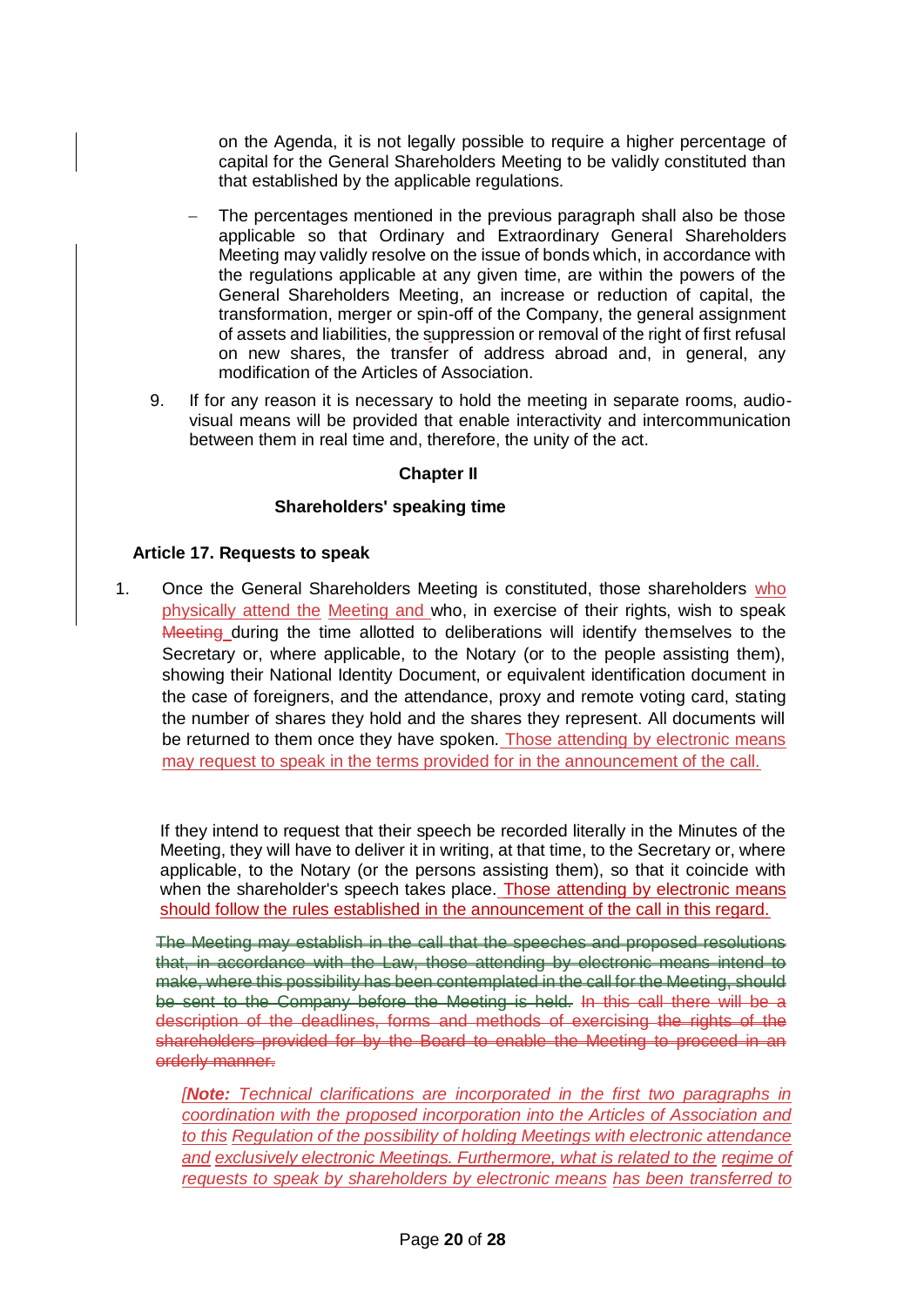on the Agenda, it is not legally possible to require a higher percentage of capital for the General Shareholders Meeting to be validly constituted than that established by the applicable regulations.

- The percentages mentioned in the previous paragraph shall also be those applicable so that Ordinary and Extraordinary General Shareholders Meeting may validly resolve on the issue of bonds which, in accordance with the regulations applicable at any given time, are within the powers of the General Shareholders Meeting, an increase or reduction of capital, the transformation, merger or spin-off of the Company, the general assignment of assets and liabilities, the suppression or removal of the right of first refusal on new shares, the transfer of address abroad and, in general, any modification of the Articles of Association.

9. If for any reason it is necessary to hold the meeting in separate rooms, audio-visual means will be provided that enable interactivity and intercommunication between them in real time and, therefore, the unity of the act.

**Chapter II**

**Shareholders' speaking time**

**Article 17. Requests to speak**

1. Once the General Shareholders Meeting is constituted, those shareholders <u>who physically attend the Meeting and</u> who, in exercise of their rights, wish to speak ~~Meeting~~ during the time allotted to deliberations will identify themselves to the Secretary or, where applicable, to the Notary (or to the people assisting them), showing their National Identity Document, or equivalent identification document in the case of foreigners, and the attendance, proxy and remote voting card, stating the number of shares they hold and the shares they represent. All documents will be returned to them once they have spoken. <u>Those attending by electronic means may request to speak in the terms provided for in the announcement of the call.</u>

If they intend to request that their speech be recorded literally in the Minutes of the Meeting, they will have to deliver it in writing, at that time, to the Secretary or, where applicable, to the Notary (or the persons assisting them), so that it coincide with when the shareholder's speech takes place. <u>Those attending by electronic means should follow the rules established in the announcement of the call in this regard.</u>

~~The Meeting may establish in the call that the speeches and proposed resolutions that, in accordance with the Law, those attending by electronic means intend to make, where this possibility has been contemplated in the call for the Meeting, should be sent to the Company before the Meeting is held. In this call there will be a description of the deadlines, forms and methods of exercising the rights of the shareholders provided for by the Board to enable the Meeting to proceed in an orderly manner.~~

*<u>[**Note:** Technical clarifications are incorporated in the first two paragraphs in coordination with the proposed incorporation into the Articles of Association and to this Regulation of the possibility of holding Meetings with electronic attendance and exclusively electronic Meetings. Furthermore, what is related to the regime of requests to speak by shareholders by electronic means has been transferred to</u>*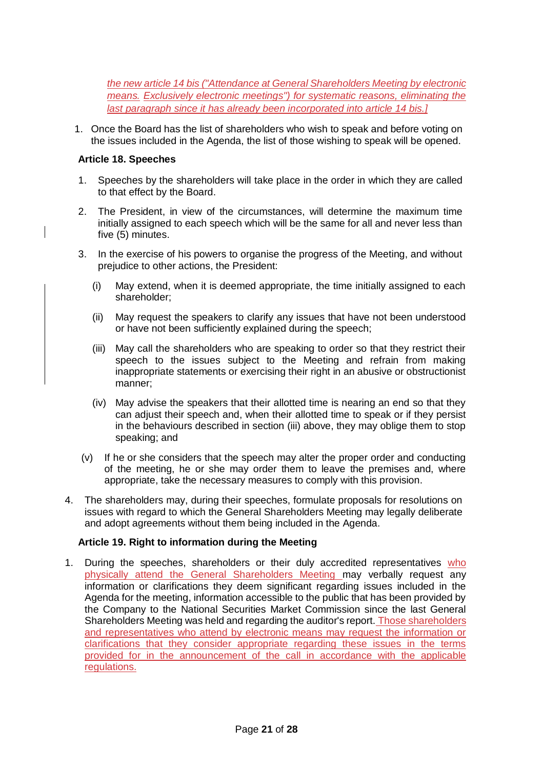the new article 14 bis ("Attendance at General Shareholders Meeting by electronic means. Exclusively electronic meetings") for systematic reasons, eliminating the last paragraph since it has already been incorporated into article 14 bis.]

1. Once the Board has the list of shareholders who wish to speak and before voting on the issues included in the Agenda, the list of those wishing to speak will be opened.

**Article 18. Speeches**

1. Speeches by the shareholders will take place in the order in which they are called to that effect by the Board.

2. The President, in view of the circumstances, will determine the maximum time initially assigned to each speech which will be the same for all and never less than five (5) minutes.

3. In the exercise of his powers to organise the progress of the Meeting, and without prejudice to other actions, the President:

   (i) May extend, when it is deemed appropriate, the time initially assigned to each shareholder;

   (ii) May request the speakers to clarify any issues that have not been understood or have not been sufficiently explained during the speech;

   (iii) May call the shareholders who are speaking to order so that they restrict their speech to the issues subject to the Meeting and refrain from making inappropriate statements or exercising their right in an abusive or obstructionist manner;

   (iv) May advise the speakers that their allotted time is nearing an end so that they can adjust their speech and, when their allotted time to speak or if they persist in the behaviours described in section (iii) above, they may oblige them to stop speaking; and

   (v) If he or she considers that the speech may alter the proper order and conducting of the meeting, he or she may order them to leave the premises and, where appropriate, take the necessary measures to comply with this provision.

4. The shareholders may, during their speeches, formulate proposals for resolutions on issues with regard to which the General Shareholders Meeting may legally deliberate and adopt agreements without them being included in the Agenda.

**Article 19. Right to information during the Meeting**

1. During the speeches, shareholders or their duly accredited representatives who physically attend the General Shareholders Meeting may verbally request any information or clarifications they deem significant regarding issues included in the Agenda for the meeting, information accessible to the public that has been provided by the Company to the National Securities Market Commission since the last General Shareholders Meeting was held and regarding the auditor's report. Those shareholders and representatives who attend by electronic means may request the information or clarifications that they consider appropriate regarding these issues in the terms provided for in the announcement of the call in accordance with the applicable regulations.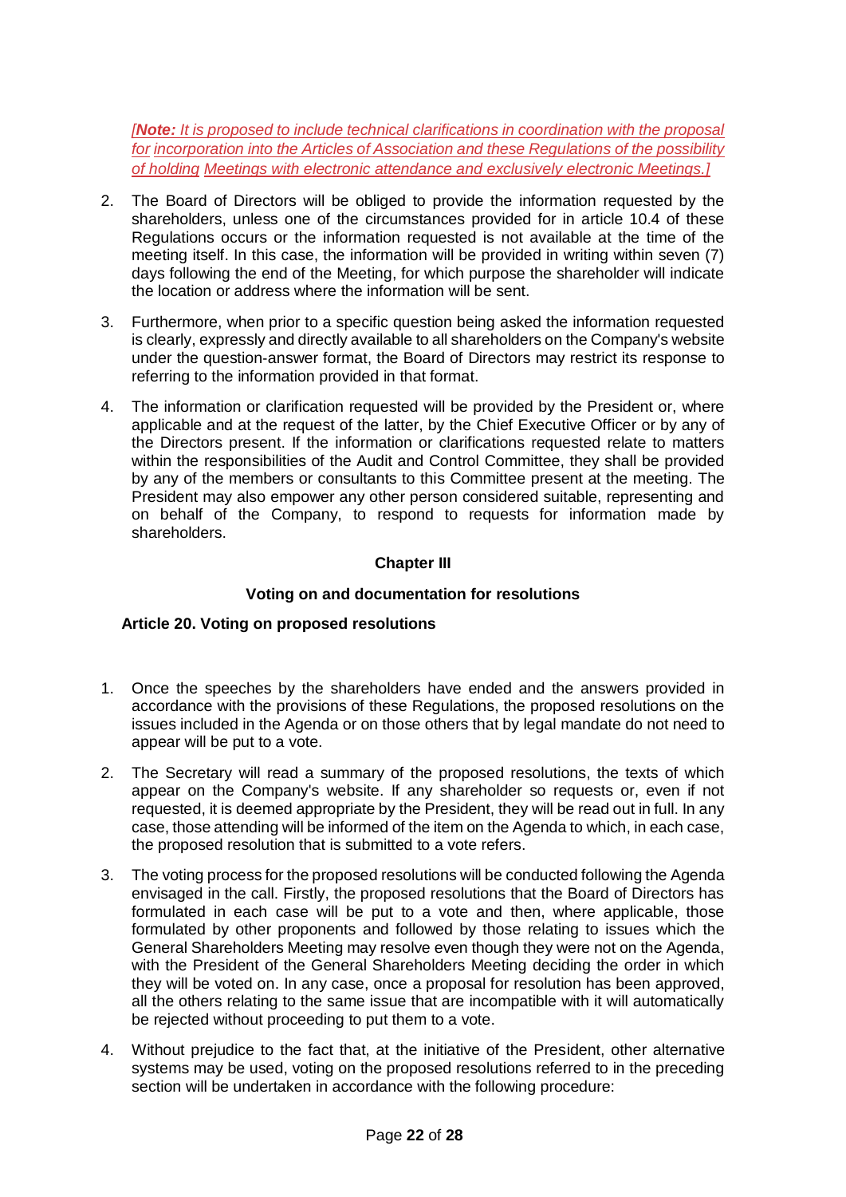*[**Note:** It is proposed to include technical clarifications in coordination with the proposal for incorporation into the Articles of Association and these Regulations of the possibility of holding Meetings with electronic attendance and exclusively electronic Meetings.]*

2. The Board of Directors will be obliged to provide the information requested by the shareholders, unless one of the circumstances provided for in article 10.4 of these Regulations occurs or the information requested is not available at the time of the meeting itself. In this case, the information will be provided in writing within seven (7) days following the end of the Meeting, for which purpose the shareholder will indicate the location or address where the information will be sent.

3. Furthermore, when prior to a specific question being asked the information requested is clearly, expressly and directly available to all shareholders on the Company's website under the question-answer format, the Board of Directors may restrict its response to referring to the information provided in that format.

4. The information or clarification requested will be provided by the President or, where applicable and at the request of the latter, by the Chief Executive Officer or by any of the Directors present. If the information or clarifications requested relate to matters within the responsibilities of the Audit and Control Committee, they shall be provided by any of the members or consultants to this Committee present at the meeting. The President may also empower any other person considered suitable, representing and on behalf of the Company, to respond to requests for information made by shareholders.

## Chapter III

## Voting on and documentation for resolutions

### Article 20. Voting on proposed resolutions

1. Once the speeches by the shareholders have ended and the answers provided in accordance with the provisions of these Regulations, the proposed resolutions on the issues included in the Agenda or on those others that by legal mandate do not need to appear will be put to a vote.

2. The Secretary will read a summary of the proposed resolutions, the texts of which appear on the Company's website. If any shareholder so requests or, even if not requested, it is deemed appropriate by the President, they will be read out in full. In any case, those attending will be informed of the item on the Agenda to which, in each case, the proposed resolution that is submitted to a vote refers.

3. The voting process for the proposed resolutions will be conducted following the Agenda envisaged in the call. Firstly, the proposed resolutions that the Board of Directors has formulated in each case will be put to a vote and then, where applicable, those formulated by other proponents and followed by those relating to issues which the General Shareholders Meeting may resolve even though they were not on the Agenda, with the President of the General Shareholders Meeting deciding the order in which they will be voted on. In any case, once a proposal for resolution has been approved, all the others relating to the same issue that are incompatible with it will automatically be rejected without proceeding to put them to a vote.

4. Without prejudice to the fact that, at the initiative of the President, other alternative systems may be used, voting on the proposed resolutions referred to in the preceding section will be undertaken in accordance with the following procedure: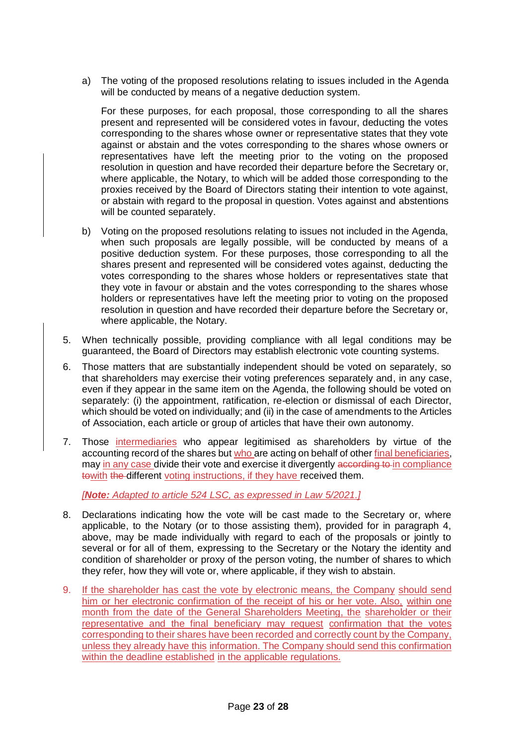a) The voting of the proposed resolutions relating to issues included in the Agenda will be conducted by means of a negative deduction system.

   For these purposes, for each proposal, those corresponding to all the shares present and represented will be considered votes in favour, deducting the votes corresponding to the shares whose owner or representative states that they vote against or abstain and the votes corresponding to the shares whose owners or representatives have left the meeting prior to the voting on the proposed resolution in question and have recorded their departure before the Secretary or, where applicable, the Notary, to which will be added those corresponding to the proxies received by the Board of Directors stating their intention to vote against, or abstain with regard to the proposal in question. Votes against and abstentions will be counted separately.

b) Voting on the proposed resolutions relating to issues not included in the Agenda, when such proposals are legally possible, will be conducted by means of a positive deduction system. For these purposes, those corresponding to all the shares present and represented will be considered votes against, deducting the votes corresponding to the shares whose holders or representatives state that they vote in favour or abstain and the votes corresponding to the shares whose holders or representatives have left the meeting prior to voting on the proposed resolution in question and have recorded their departure before the Secretary or, where applicable, the Notary.

5. When technically possible, providing compliance with all legal conditions may be guaranteed, the Board of Directors may establish electronic vote counting systems.

6. Those matters that are substantially independent should be voted on separately, so that shareholders may exercise their voting preferences separately and, in any case, even if they appear in the same item on the Agenda, the following should be voted on separately: (i) the appointment, ratification, re-election or dismissal of each Director, which should be voted on individually; and (ii) in the case of amendments to the Articles of Association, each article or group of articles that have their own autonomy.

7. Those intermediaries who appear legitimised as shareholders by virtue of the accounting record of the shares but who are acting on behalf of other final beneficiaries, may in any case divide their vote and exercise it divergently ~~according to~~ in compliance ~~to~~with ~~the~~ different voting instructions, if they have received them.

   *[**Note:** Adapted to article 524 LSC, as expressed in Law 5/2021.]*

8. Declarations indicating how the vote will be cast made to the Secretary or, where applicable, to the Notary (or to those assisting them), provided for in paragraph 4, above, may be made individually with regard to each of the proposals or jointly to several or for all of them, expressing to the Secretary or the Notary the identity and condition of shareholder or proxy of the person voting, the number of shares to which they refer, how they will vote or, where applicable, if they wish to abstain.

9. If the shareholder has cast the vote by electronic means, the Company should send him or her electronic confirmation of the receipt of his or her vote. Also, within one month from the date of the General Shareholders Meeting, the shareholder or their representative and the final beneficiary may request confirmation that the votes corresponding to their shares have been recorded and correctly count by the Company, unless they already have this information. The Company should send this confirmation within the deadline established in the applicable regulations.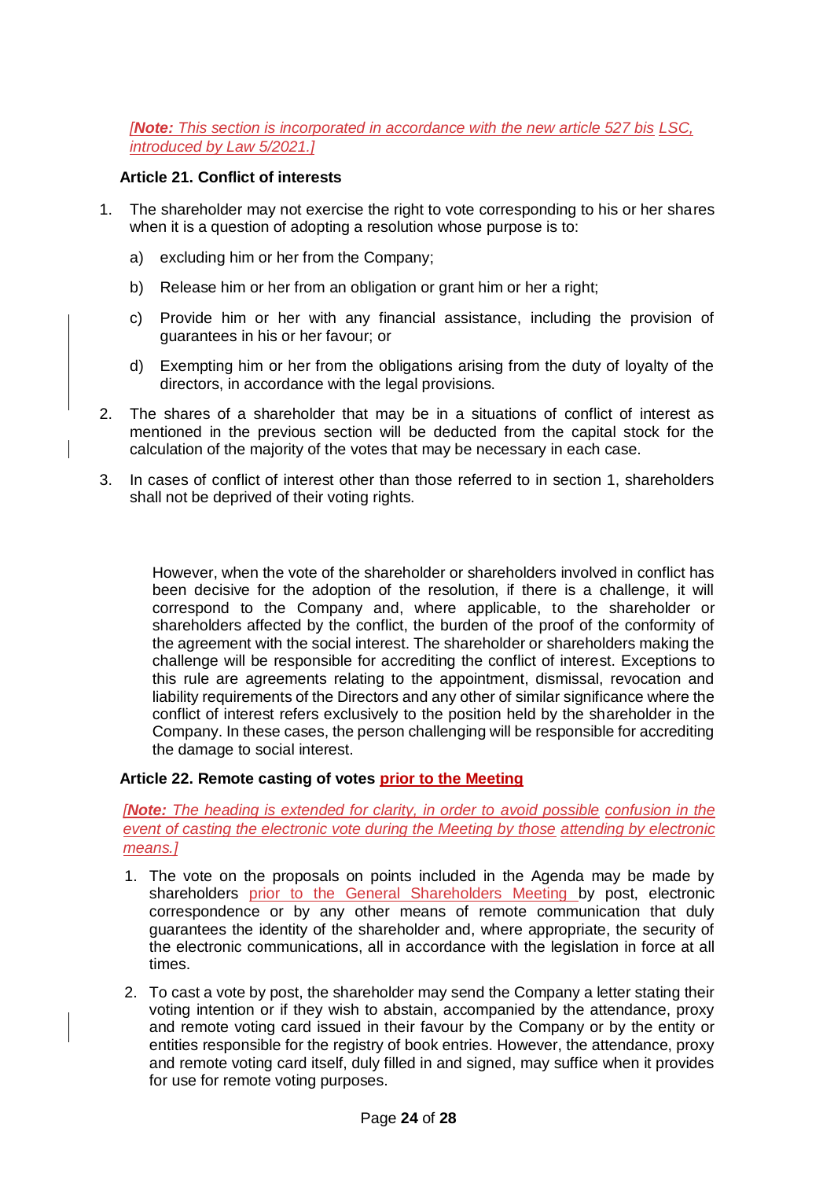*[**Note:** This section is incorporated in accordance with the new article 527 bis LSC, introduced by Law 5/2021.]*

**Article 21. Conflict of interests**

1. The shareholder may not exercise the right to vote corresponding to his or her shares when it is a question of adopting a resolution whose purpose is to:

   a) excluding him or her from the Company;

   b) Release him or her from an obligation or grant him or her a right;

   c) Provide him or her with any financial assistance, including the provision of guarantees in his or her favour; or

   d) Exempting him or her from the obligations arising from the duty of loyalty of the directors, in accordance with the legal provisions.

2. The shares of a shareholder that may be in a situations of conflict of interest as mentioned in the previous section will be deducted from the capital stock for the calculation of the majority of the votes that may be necessary in each case.

3. In cases of conflict of interest other than those referred to in section 1, shareholders shall not be deprived of their voting rights.

   However, when the vote of the shareholder or shareholders involved in conflict has been decisive for the adoption of the resolution, if there is a challenge, it will correspond to the Company and, where applicable, to the shareholder or shareholders affected by the conflict, the burden of the proof of the conformity of the agreement with the social interest. The shareholder or shareholders making the challenge will be responsible for accrediting the conflict of interest. Exceptions to this rule are agreements relating to the appointment, dismissal, revocation and liability requirements of the Directors and any other of similar significance where the conflict of interest refers exclusively to the position held by the shareholder in the Company. In these cases, the person challenging will be responsible for accrediting the damage to social interest.

**Article 22. Remote casting of votes prior to the Meeting**

*[**Note:** The heading is extended for clarity, in order to avoid possible confusion in the event of casting the electronic vote during the Meeting by those attending by electronic means.]*

1. The vote on the proposals on points included in the Agenda may be made by shareholders prior to the General Shareholders Meeting by post, electronic correspondence or by any other means of remote communication that duly guarantees the identity of the shareholder and, where appropriate, the security of the electronic communications, all in accordance with the legislation in force at all times.

2. To cast a vote by post, the shareholder may send the Company a letter stating their voting intention or if they wish to abstain, accompanied by the attendance, proxy and remote voting card issued in their favour by the Company or by the entity or entities responsible for the registry of book entries. However, the attendance, proxy and remote voting card itself, duly filled in and signed, may suffice when it provides for use for remote voting purposes.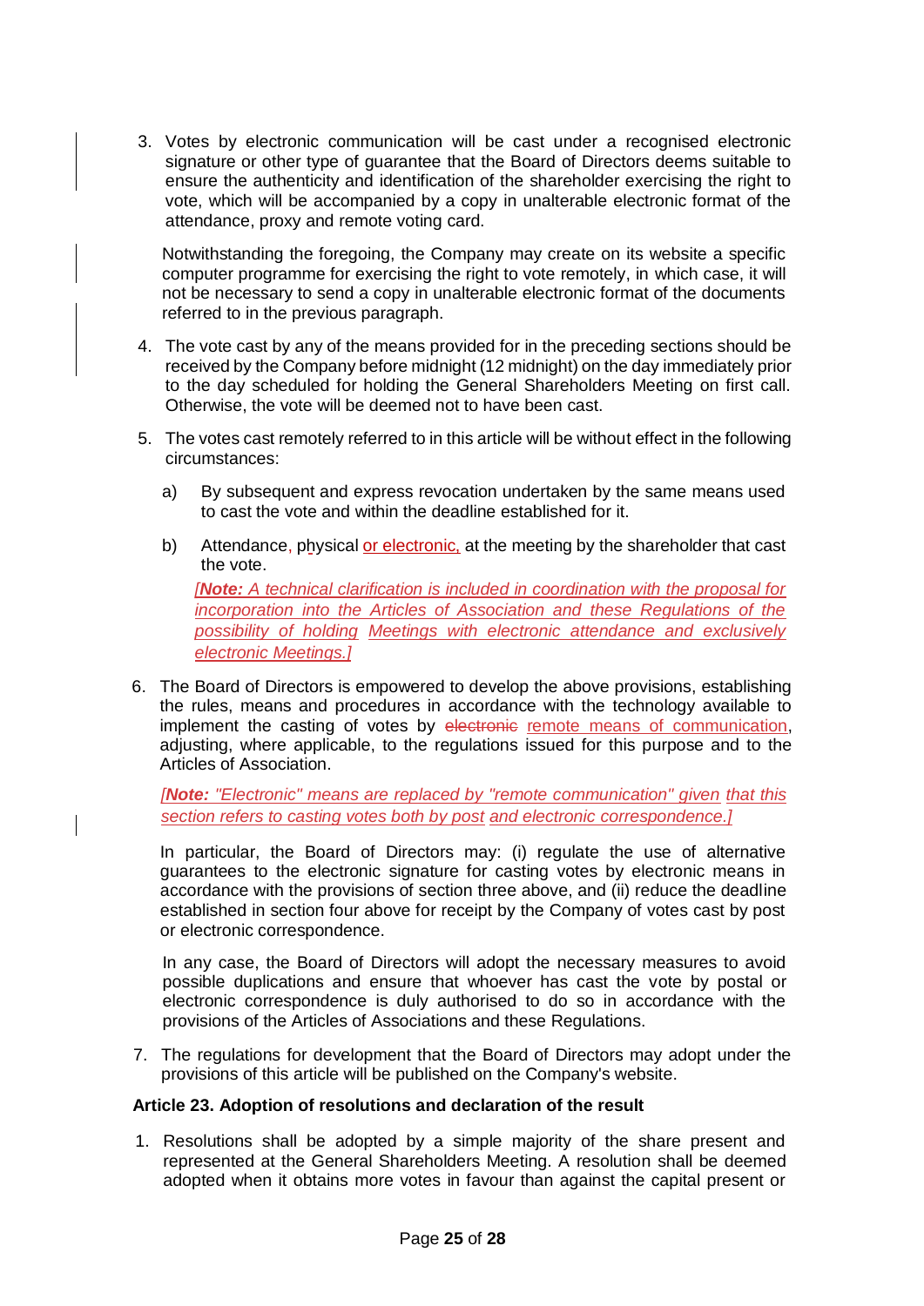3. Votes by electronic communication will be cast under a recognised electronic signature or other type of guarantee that the Board of Directors deems suitable to ensure the authenticity and identification of the shareholder exercising the right to vote, which will be accompanied by a copy in unalterable electronic format of the attendance, proxy and remote voting card.

   Notwithstanding the foregoing, the Company may create on its website a specific computer programme for exercising the right to vote remotely, in which case, it will not be necessary to send a copy in unalterable electronic format of the documents referred to in the previous paragraph.

4. The vote cast by any of the means provided for in the preceding sections should be received by the Company before midnight (12 midnight) on the day immediately prior to the day scheduled for holding the General Shareholders Meeting on first call. Otherwise, the vote will be deemed not to have been cast.

5. The votes cast remotely referred to in this article will be without effect in the following circumstances:

   a) By subsequent and express revocation undertaken by the same means used to cast the vote and within the deadline established for it.

   b) Attendance, physical or electronic, at the meeting by the shareholder that cast the vote.

   *[**Note:** A technical clarification is included in coordination with the proposal for incorporation into the Articles of Association and these Regulations of the possibility of holding Meetings with electronic attendance and exclusively electronic Meetings.]*

6. The Board of Directors is empowered to develop the above provisions, establishing the rules, means and procedures in accordance with the technology available to implement the casting of votes by ~~electronic~~ remote means of communication, adjusting, where applicable, to the regulations issued for this purpose and to the Articles of Association.

   *[**Note:** "Electronic" means are replaced by "remote communication" given that this section refers to casting votes both by post and electronic correspondence.]*

   In particular, the Board of Directors may: (i) regulate the use of alternative guarantees to the electronic signature for casting votes by electronic means in accordance with the provisions of section three above, and (ii) reduce the deadline established in section four above for receipt by the Company of votes cast by post or electronic correspondence.

   In any case, the Board of Directors will adopt the necessary measures to avoid possible duplications and ensure that whoever has cast the vote by postal or electronic correspondence is duly authorised to do so in accordance with the provisions of the Articles of Associations and these Regulations.

7. The regulations for development that the Board of Directors may adopt under the provisions of this article will be published on the Company's website.

**Article 23. Adoption of resolutions and declaration of the result**

1. Resolutions shall be adopted by a simple majority of the share present and represented at the General Shareholders Meeting. A resolution shall be deemed adopted when it obtains more votes in favour than against the capital present or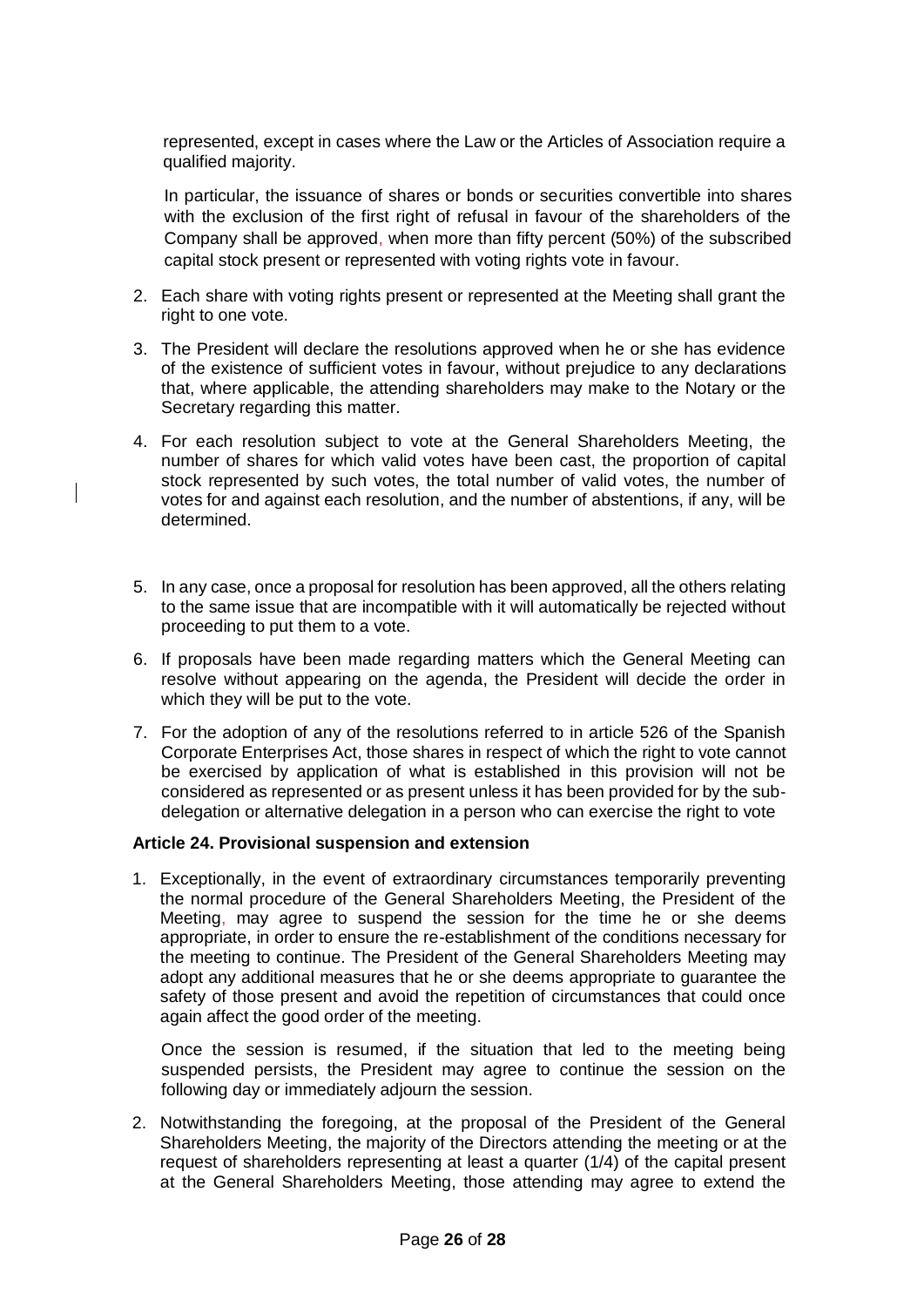represented, except in cases where the Law or the Articles of Association require a qualified majority.

In particular, the issuance of shares or bonds or securities convertible into shares with the exclusion of the first right of refusal in favour of the shareholders of the Company shall be approved, when more than fifty percent (50%) of the subscribed capital stock present or represented with voting rights vote in favour.

2. Each share with voting rights present or represented at the Meeting shall grant the right to one vote.

3. The President will declare the resolutions approved when he or she has evidence of the existence of sufficient votes in favour, without prejudice to any declarations that, where applicable, the attending shareholders may make to the Notary or the Secretary regarding this matter.

4. For each resolution subject to vote at the General Shareholders Meeting, the number of shares for which valid votes have been cast, the proportion of capital stock represented by such votes, the total number of valid votes, the number of votes for and against each resolution, and the number of abstentions, if any, will be determined.

5. In any case, once a proposal for resolution has been approved, all the others relating to the same issue that are incompatible with it will automatically be rejected without proceeding to put them to a vote.

6. If proposals have been made regarding matters which the General Meeting can resolve without appearing on the agenda, the President will decide the order in which they will be put to the vote.

7. For the adoption of any of the resolutions referred to in article 526 of the Spanish Corporate Enterprises Act, those shares in respect of which the right to vote cannot be exercised by application of what is established in this provision will not be considered as represented or as present unless it has been provided for by the sub-delegation or alternative delegation in a person who can exercise the right to vote

### Article 24. Provisional suspension and extension

1. Exceptionally, in the event of extraordinary circumstances temporarily preventing the normal procedure of the General Shareholders Meeting, the President of the Meeting, may agree to suspend the session for the time he or she deems appropriate, in order to ensure the re-establishment of the conditions necessary for the meeting to continue. The President of the General Shareholders Meeting may adopt any additional measures that he or she deems appropriate to guarantee the safety of those present and avoid the repetition of circumstances that could once again affect the good order of the meeting.

   Once the session is resumed, if the situation that led to the meeting being suspended persists, the President may agree to continue the session on the following day or immediately adjourn the session.

2. Notwithstanding the foregoing, at the proposal of the President of the General Shareholders Meeting, the majority of the Directors attending the meeting or at the request of shareholders representing at least a quarter (1/4) of the capital present at the General Shareholders Meeting, those attending may agree to extend the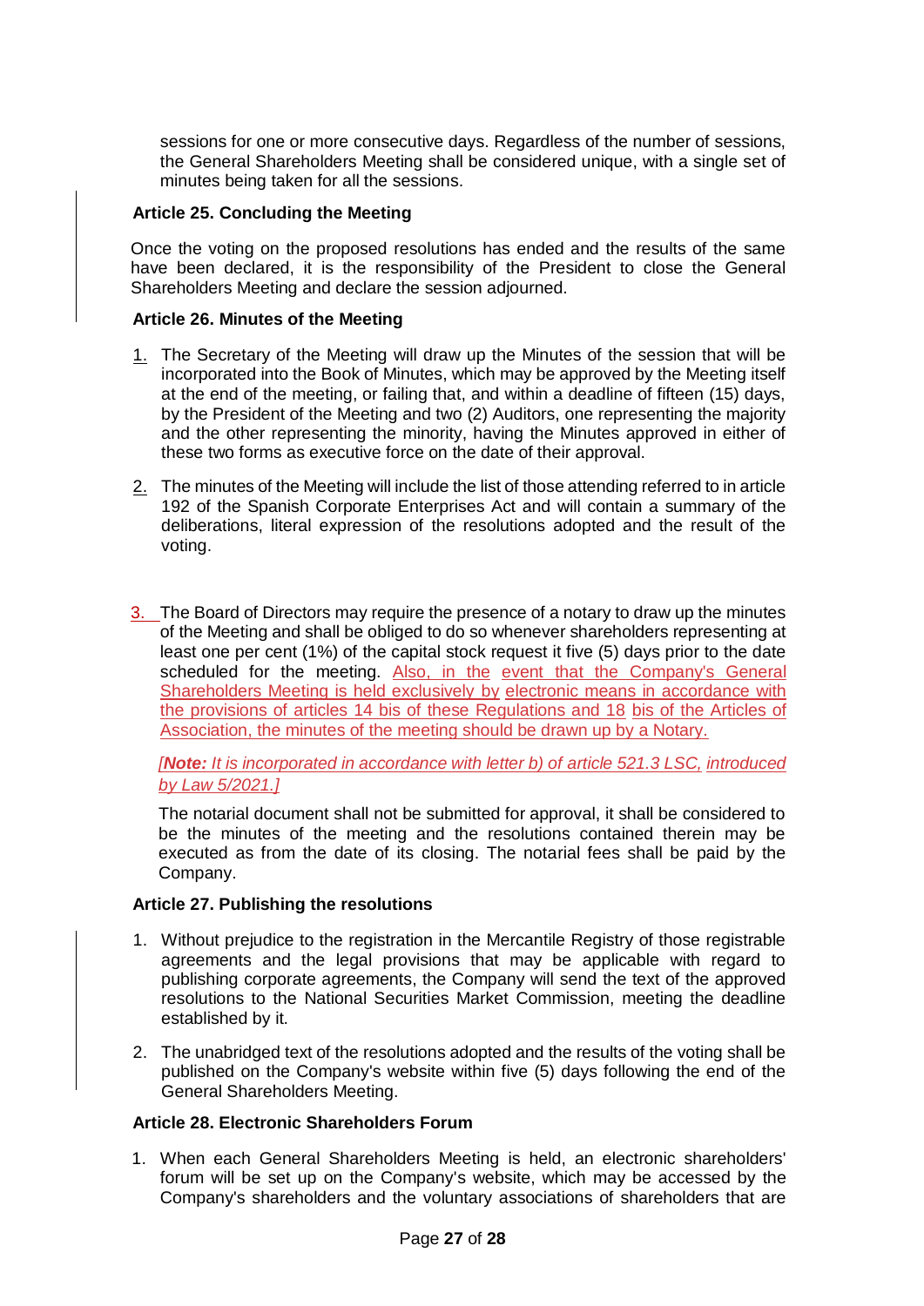sessions for one or more consecutive days. Regardless of the number of sessions, the General Shareholders Meeting shall be considered unique, with a single set of minutes being taken for all the sessions.

### Article 25. Concluding the Meeting

Once the voting on the proposed resolutions has ended and the results of the same have been declared, it is the responsibility of the President to close the General Shareholders Meeting and declare the session adjourned.

### Article 26. Minutes of the Meeting

1. The Secretary of the Meeting will draw up the Minutes of the session that will be incorporated into the Book of Minutes, which may be approved by the Meeting itself at the end of the meeting, or failing that, and within a deadline of fifteen (15) days, by the President of the Meeting and two (2) Auditors, one representing the majority and the other representing the minority, having the Minutes approved in either of these two forms as executive force on the date of their approval.

2. The minutes of the Meeting will include the list of those attending referred to in article 192 of the Spanish Corporate Enterprises Act and will contain a summary of the deliberations, literal expression of the resolutions adopted and the result of the voting.

3. The Board of Directors may require the presence of a notary to draw up the minutes of the Meeting and shall be obliged to do so whenever shareholders representing at least one per cent (1%) of the capital stock request it five (5) days prior to the date scheduled for the meeting. Also, in the event that the Company's General Shareholders Meeting is held exclusively by electronic means in accordance with the provisions of articles 14 bis of these Regulations and 18 bis of the Articles of Association, the minutes of the meeting should be drawn up by a Notary.

   *[**Note:** It is incorporated in accordance with letter b) of article 521.3 LSC, introduced by Law 5/2021.]*

   The notarial document shall not be submitted for approval, it shall be considered to be the minutes of the meeting and the resolutions contained therein may be executed as from the date of its closing. The notarial fees shall be paid by the Company.

### Article 27. Publishing the resolutions

1. Without prejudice to the registration in the Mercantile Registry of those registrable agreements and the legal provisions that may be applicable with regard to publishing corporate agreements, the Company will send the text of the approved resolutions to the National Securities Market Commission, meeting the deadline established by it.

2. The unabridged text of the resolutions adopted and the results of the voting shall be published on the Company's website within five (5) days following the end of the General Shareholders Meeting.

### Article 28. Electronic Shareholders Forum

1. When each General Shareholders Meeting is held, an electronic shareholders' forum will be set up on the Company's website, which may be accessed by the Company's shareholders and the voluntary associations of shareholders that are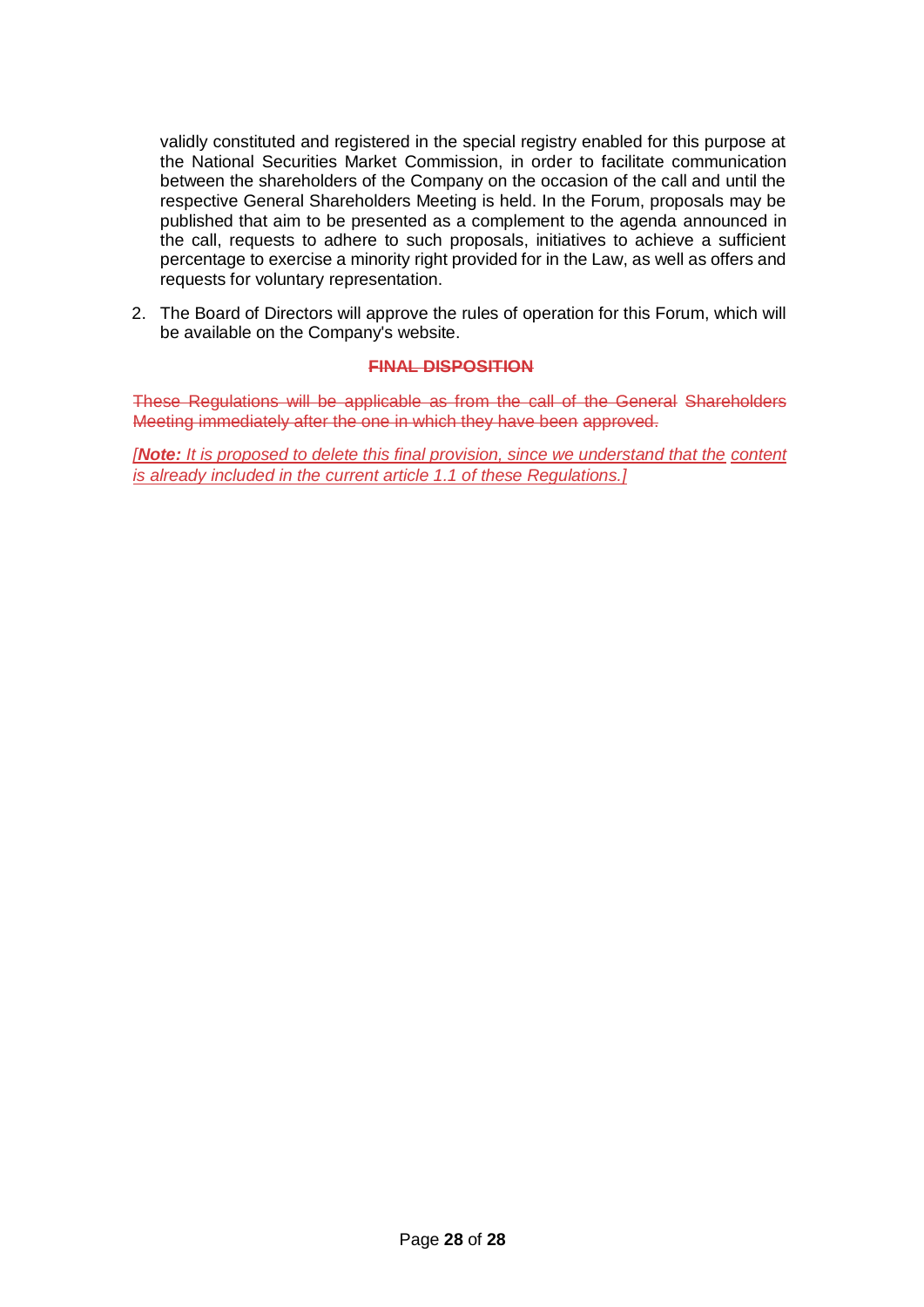validly constituted and registered in the special registry enabled for this purpose at the National Securities Market Commission, in order to facilitate communication between the shareholders of the Company on the occasion of the call and until the respective General Shareholders Meeting is held. In the Forum, proposals may be published that aim to be presented as a complement to the agenda announced in the call, requests to adhere to such proposals, initiatives to achieve a sufficient percentage to exercise a minority right provided for in the Law, as well as offers and requests for voluntary representation.

2. The Board of Directors will approve the rules of operation for this Forum, which will be available on the Company's website.

~~**FINAL DISPOSITION**~~

~~These Regulations will be applicable as from the call of the General Shareholders Meeting immediately after the one in which they have been approved.~~

*[**Note:** It is proposed to delete this final provision, since we understand that the content is already included in the current article 1.1 of these Regulations.]*